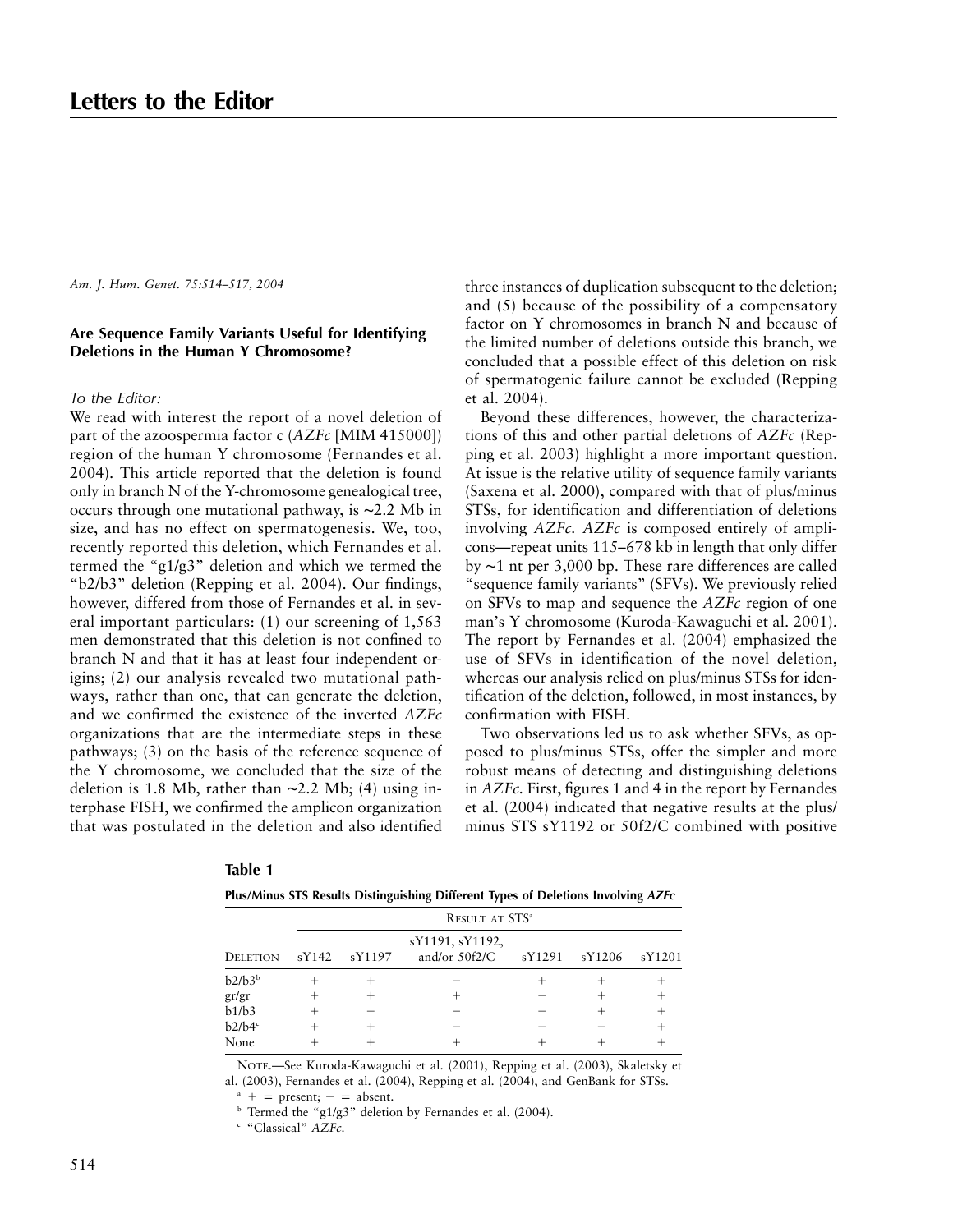# Letters to the Editor

*Am. J. Hum. Genet. 75:514–517, 2004*

## Are Sequence Family Variants Useful for Identifying Deletions in the Human Y Chromosome?

*To the Editor:*

We read with interest the report of a novel deletion of part of the azoospermia factor c (*AZFc* [MIM 415000]) region of the human Y chromosome (Fernandes et al. 2004). This article reported that the deletion is found only in branch N of the Y-chromosome genealogical tree, occurs through one mutational pathway, is ~2.2 Mb in size, and has no effect on spermatogenesis. We, too, recently reported this deletion, which Fernandes et al. termed the "g1/g3" deletion and which we termed the "b2/b3" deletion (Repping et al. 2004). Our findings, however, differed from those of Fernandes et al. in several important particulars: (1) our screening of 1,563 men demonstrated that this deletion is not confined to branch N and that it has at least four independent origins; (2) our analysis revealed two mutational pathways, rather than one, that can generate the deletion, and we confirmed the existence of the inverted *AZFc* organizations that are the intermediate steps in these pathways; (3) on the basis of the reference sequence of the Y chromosome, we concluded that the size of the deletion is 1.8 Mb, rather than ~2.2 Mb; (4) using interphase FISH, we confirmed the amplicon organization that was postulated in the deletion and also identified three instances of duplication subsequent to the deletion; and (5) because of the possibility of a compensatory factor on Y chromosomes in branch N and because of the limited number of deletions outside this branch, we concluded that a possible effect of this deletion on risk of spermatogenic failure cannot be excluded (Repping et al. 2004).

Beyond these differences, however, the characterizations of this and other partial deletions of *AZFc* (Repping et al. 2003) highlight a more important question. At issue is the relative utility of sequence family variants (Saxena et al. 2000), compared with that of plus/minus STSs, for identification and differentiation of deletions involving *AZFc*. *AZFc* is composed entirely of amplicons—repeat units 115–678 kb in length that only differ by ~1 nt per 3,000 bp. These rare differences are called "sequence family variants" (SFVs). We previously relied on SFVs to map and sequence the *AZFc* region of one man's Y chromosome (Kuroda-Kawaguchi et al. 2001). The report by Fernandes et al. (2004) emphasized the use of SFVs in identification of the novel deletion, whereas our analysis relied on plus/minus STSs for identification of the deletion, followed, in most instances, by confirmation with FISH.

Two observations led us to ask whether SFVs, as opposed to plus/minus STSs, offer the simpler and more robust means of detecting and distinguishing deletions in *AZFc*. First, figures 1 and 4 in the report by Fernandes et al. (2004) indicated that negative results at the plus/minus STS sY1192 or 50f2/C combined with positive

**Table 1**

**Plus/Minus STS Results Distinguishing Different Types of Deletions Involving *AZFc***

| Deletion | Result at STS[a] | | | | | |
|---|---|---|---|---|---|---|
| | sY142 | sY1197 | sY1191, sY1192, and/or 50f2/C | sY1291 | sY1206 | sY1201 |
| b2/b3[b] | + | + | − | + | + | + |
| gr/gr | + | + | + | − | + | + |
| b1/b3 | + | − | − | − | + | + |
| b2/b4[c] | + | + | − | − | − | + |
| None | + | + | + | + | + | + |

NOTE.—See Kuroda-Kawaguchi et al. (2001), Repping et al. (2003), Skaletsky et al. (2003), Fernandes et al. (2004), Repping et al. (2004), and GenBank for STSs.

[a] + = present; − = absent.

[b] Termed the "g1/g3" deletion by Fernandes et al. (2004).

[c] "Classical" *AZFc*.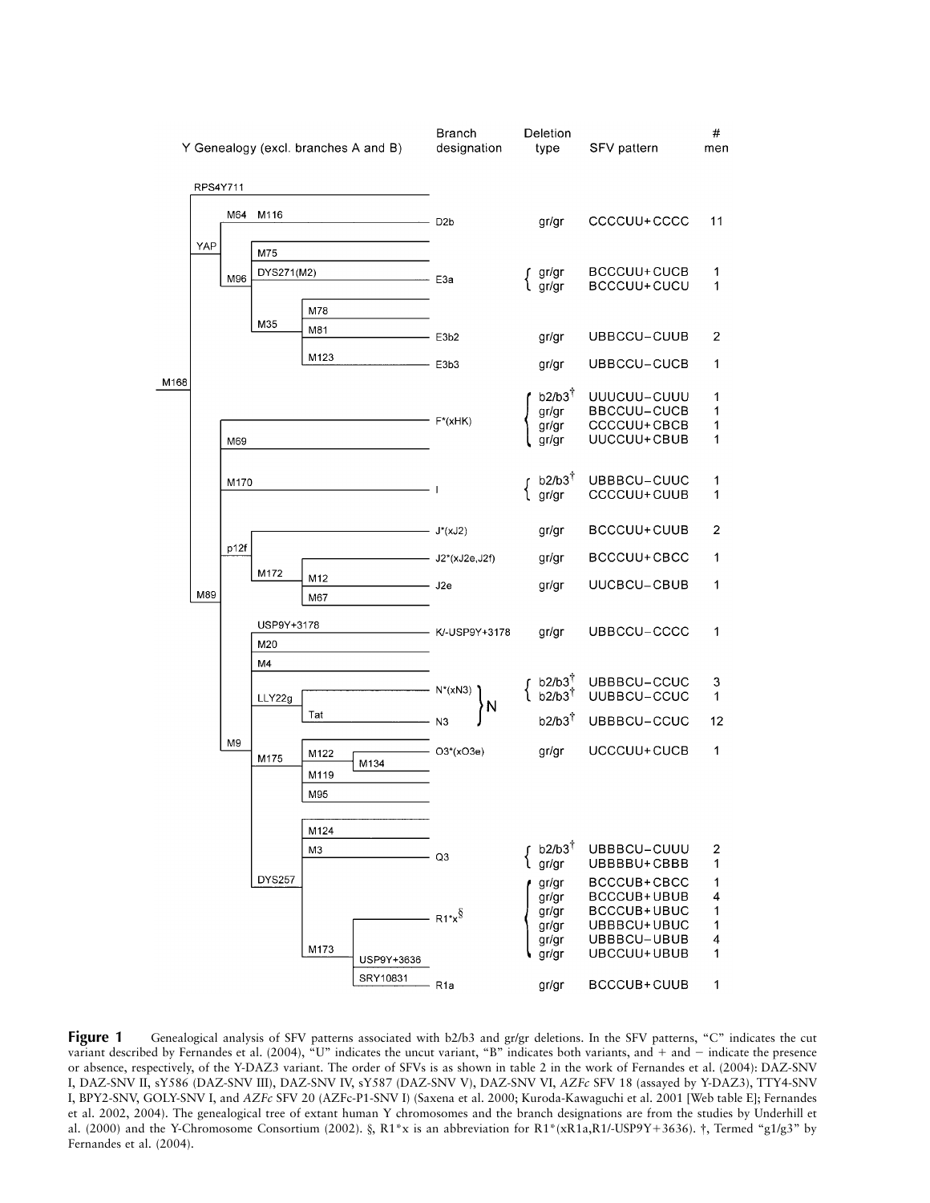| Branch designation | Deletion type | SFV pattern | # men |
|---|---|---|---|
| D2b | gr/gr | CCCCUU+CCCC | 11 |
| E3a | gr/gr | BCCCUU+CUCB | 1 |
| | gr/gr | BCCCUU+CUCU | 1 |
| E3b2 | gr/gr | UBBCCU−CUUB | 2 |
| E3b3 | gr/gr | UBBCCU−CUCB | 1 |
| F*(xHK) | b2/b3† | UUUCUU−CUUU | 1 |
| | gr/gr | BBCCUU−CUCB | 1 |
| | gr/gr | CCCCUU+CBCB | 1 |
| | gr/gr | UUCCUU+CBUB | 1 |
| I | b2/b3† | UBBBCU−CUUC | 1 |
| | gr/gr | CCCCUU+CUUB | 1 |
| J*(xJ2) | gr/gr | BCCCUU+CUUB | 2 |
| J2*(xJ2e,J2f) | gr/gr | BCCCUU+CBCC | 1 |
| J2e | gr/gr | UUCBCU−CBUB | 1 |
| K/-USP9Y+3178 | gr/gr | UBBCCU−CCCC | 1 |
| N*(xN3) (N) | b2/b3† | UBBBCU−CCUC | 3 |
| | b2/b3† | UUBBCU−CCUC | 1 |
| N3 (N) | b2/b3† | UBBBCU−CCUC | 12 |
| O3*(xO3e) | gr/gr | UCCCUU+CUCB | 1 |
| Q3 | b2/b3† | UBBBCU−CUUU | 2 |
| | gr/gr | UBBBBU+CBBB | 1 |
| R1*x§ | gr/gr | BCCCUB+CBCC | 1 |
| | gr/gr | BCCCUB+UBUB | 4 |
| | gr/gr | BCCCUB+UBUC | 1 |
| | gr/gr | UBBBCU+UBUC | 1 |
| | gr/gr | UBBBCU−UBUB | 4 |
| | gr/gr | UBCCUU+UBUB | 1 |
| R1a | gr/gr | BCCCUB+CUUB | 1 |

**Figure 1** Genealogical analysis of SFV patterns associated with b2/b3 and gr/gr deletions. In the SFV patterns, "C" indicates the cut variant described by Fernandes et al. (2004), "U" indicates the uncut variant, "B" indicates both variants, and + and − indicate the presence or absence, respectively, of the Y-DAZ3 variant. The order of SFVs is as shown in table 2 in the work of Fernandes et al. (2004): DAZ-SNV I, DAZ-SNV II, sY586 (DAZ-SNV III), DAZ-SNV IV, sY587 (DAZ-SNV V), DAZ-SNV VI, *AZFc* SFV 18 (assayed by Y-DAZ3), TTY4-SNV I, BPY2-SNV, GOLY-SNV I, and *AZFc* SFV 20 (AZFc-P1-SNV I) (Saxena et al. 2000; Kuroda-Kawaguchi et al. 2001 [Web table E]; Fernandes et al. 2002, 2004). The genealogical tree of extant human Y chromosomes and the branch designations are from the studies by Underhill et al. (2000) and the Y-Chromosome Consortium (2002). §, R1*x is an abbreviation for R1*(xR1a,R1/-USP9Y+3636). †, Termed "g1/g3" by Fernandes et al. (2004).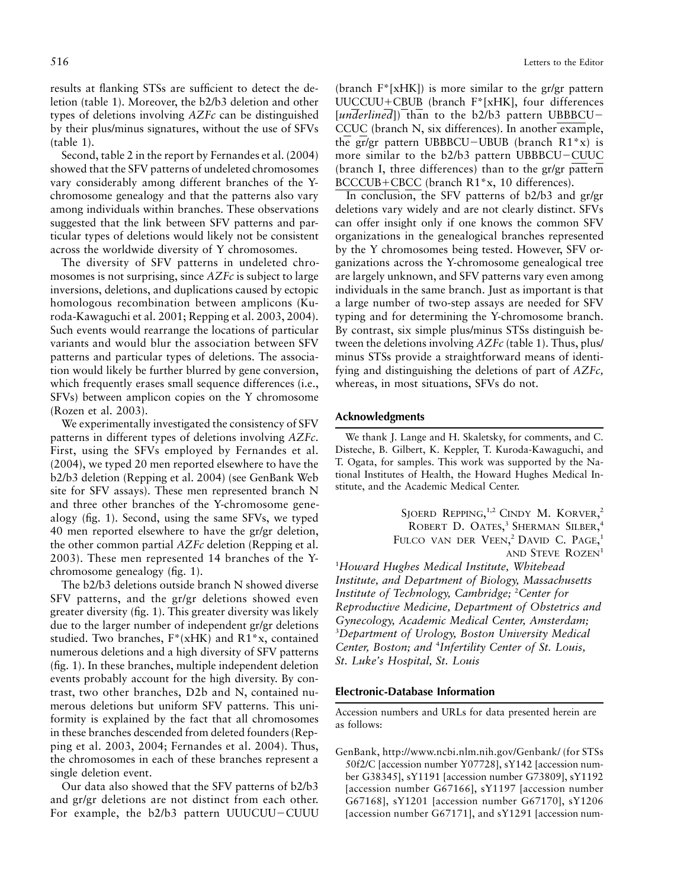results at flanking STSs are sufficient to detect the deletion (table 1). Moreover, the b2/b3 deletion and other types of deletions involving *AZFc* can be distinguished by their plus/minus signatures, without the use of SFVs (table 1).

Second, table 2 in the report by Fernandes et al. (2004) showed that the SFV patterns of undeleted chromosomes vary considerably among different branches of the Y-chromosome genealogy and that the patterns also vary among individuals within branches. These observations suggested that the link between SFV patterns and particular types of deletions would likely not be consistent across the worldwide diversity of Y chromosomes.

The diversity of SFV patterns in undeleted chromosomes is not surprising, since *AZFc* is subject to large inversions, deletions, and duplications caused by ectopic homologous recombination between amplicons (Kuroda-Kawaguchi et al. 2001; Repping et al. 2003, 2004). Such events would rearrange the locations of particular variants and would blur the association between SFV patterns and particular types of deletions. The association would likely be further blurred by gene conversion, which frequently erases small sequence differences (i.e., SFVs) between amplicon copies on the Y chromosome (Rozen et al. 2003).

We experimentally investigated the consistency of SFV patterns in different types of deletions involving *AZFc*. First, using the SFVs employed by Fernandes et al. (2004), we typed 20 men reported elsewhere to have the b2/b3 deletion (Repping et al. 2004) (see GenBank Web site for SFV assays). These men represented branch N and three other branches of the Y-chromosome genealogy (fig. 1). Second, using the same SFVs, we typed 40 men reported elsewhere to have the gr/gr deletion, the other common partial *AZFc* deletion (Repping et al. 2003). These men represented 14 branches of the Y-chromosome genealogy (fig. 1).

The b2/b3 deletions outside branch N showed diverse SFV patterns, and the gr/gr deletions showed even greater diversity (fig. 1). This greater diversity was likely due to the larger number of independent gr/gr deletions studied. Two branches, F*(xHK) and R1*x, contained numerous deletions and a high diversity of SFV patterns (fig. 1). In these branches, multiple independent deletion events probably account for the high diversity. By contrast, two other branches, D2b and N, contained numerous deletions but uniform SFV patterns. This uniformity is explained by the fact that all chromosomes in these branches descended from deleted founders (Repping et al. 2003, 2004; Fernandes et al. 2004). Thus, the chromosomes in each of these branches represent a single deletion event.

Our data also showed that the SFV patterns of b2/b3 and gr/gr deletions are not distinct from each other. For example, the b2/b3 pattern UUUCUU−CUUU (branch F*[xHK]) is more similar to the gr/gr pattern UUCCUU+CBUB (branch F*[xHK], four differences [*underlined*]) than to the b2/b3 pattern UBBBCU−CCUC (branch N, six differences). In another example, the gr/gr pattern UBBBCU−UBUB (branch R1*x) is more similar to the b2/b3 pattern UBBBCU−CUUC (branch I, three differences) than to the gr/gr pattern BCCCUB+CBCC (branch R1*x, 10 differences).

In conclusion, the SFV patterns of b2/b3 and gr/gr deletions vary widely and are not clearly distinct. SFVs can offer insight only if one knows the common SFV organizations in the genealogical branches represented by the Y chromosomes being tested. However, SFV organizations across the Y-chromosome genealogical tree are largely unknown, and SFV patterns vary even among individuals in the same branch. Just as important is that a large number of two-step assays are needed for SFV typing and for determining the Y-chromosome branch. By contrast, six simple plus/minus STSs distinguish between the deletions involving *AZFc* (table 1). Thus, plus/minus STSs provide a straightforward means of identifying and distinguishing the deletions of part of *AZFc,* whereas, in most situations, SFVs do not.

## Acknowledgments

We thank J. Lange and H. Skaletsky, for comments, and C. Disteche, B. Gilbert, K. Keppler, T. Kuroda-Kawaguchi, and T. Ogata, for samples. This work was supported by the National Institutes of Health, the Howard Hughes Medical Institute, and the Academic Medical Center.

Sjoerd Repping,[1,2] Cindy M. Korver,[2] Robert D. Oates,[3] Sherman Silber,[4] Fulco van der Veen,[2] David C. Page,[1] and Steve Rozen[1]

[1]*Howard Hughes Medical Institute, Whitehead Institute, and Department of Biology, Massachusetts Institute of Technology, Cambridge;* [2]*Center for Reproductive Medicine, Department of Obstetrics and Gynecology, Academic Medical Center, Amsterdam;* [3]*Department of Urology, Boston University Medical Center, Boston; and* [4]*Infertility Center of St. Louis, St. Luke's Hospital, St. Louis*

## Electronic-Database Information

Accession numbers and URLs for data presented herein are as follows:

GenBank, http://www.ncbi.nlm.nih.gov/Genbank/ (for STSs 50f2/C [accession number Y07728], sY142 [accession number G38345], sY1191 [accession number G73809], sY1192 [accession number G67166], sY1197 [accession number G67168], sY1201 [accession number G67170], sY1206 [accession number G67171], and sY1291 [accession num-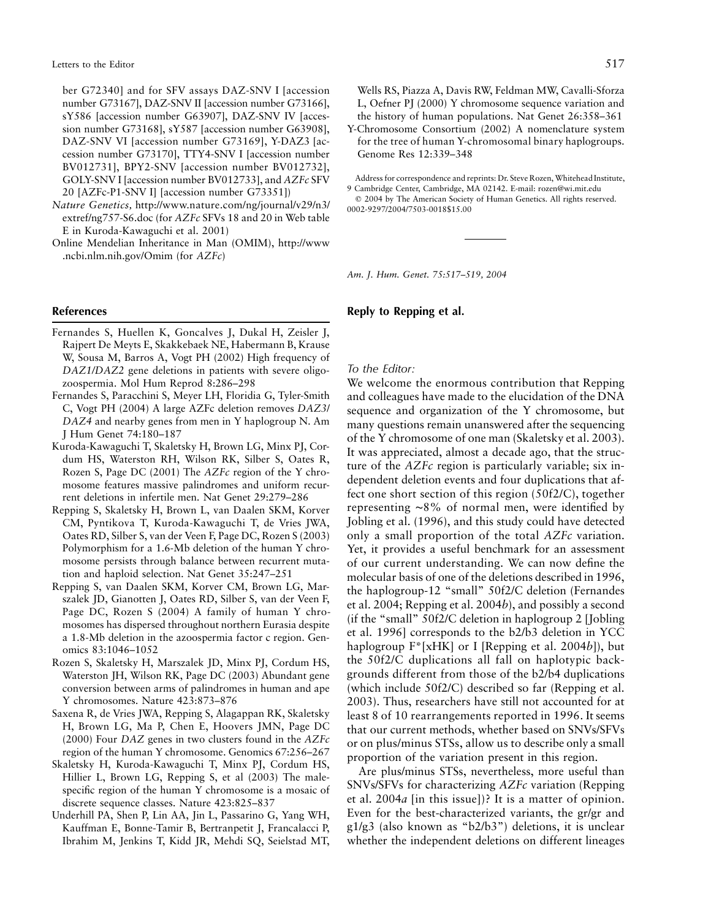ber G72340] and for SFV assays DAZ-SNV I [accession number G73167], DAZ-SNV II [accession number G73166], sY586 [accession number G63907], DAZ-SNV IV [accession number G73168], sY587 [accession number G63908], DAZ-SNV VI [accession number G73169], Y-DAZ3 [accession number G73170], TTY4-SNV I [accession number BV012731], BPY2-SNV [accession number BV012732], GOLY-SNV I [accession number BV012733], and *AZFc* SFV 20 [AZFc-P1-SNV I] [accession number G73351])

*Nature Genetics,* http://www.nature.com/ng/journal/v29/n3/extref/ng757-S6.doc (for *AZFc* SFVs 18 and 20 in Web table E in Kuroda-Kawaguchi et al. 2001)

Online Mendelian Inheritance in Man (OMIM), http://www.ncbi.nlm.nih.gov/Omim (for *AZFc*)

## References

Fernandes S, Huellen K, Goncalves J, Dukal H, Zeisler J, Rajpert De Meyts E, Skakkebaek NE, Habermann B, Krause W, Sousa M, Barros A, Vogt PH (2002) High frequency of *DAZ1/DAZ2* gene deletions in patients with severe oligozoospermia. Mol Hum Reprod 8:286–298

Fernandes S, Paracchini S, Meyer LH, Floridia G, Tyler-Smith C, Vogt PH (2004) A large AZFc deletion removes *DAZ3/DAZ4* and nearby genes from men in Y haplogroup N. Am J Hum Genet 74:180–187

Kuroda-Kawaguchi T, Skaletsky H, Brown LG, Minx PJ, Cordum HS, Waterston RH, Wilson RK, Silber S, Oates R, Rozen S, Page DC (2001) The *AZFc* region of the Y chromosome features massive palindromes and uniform recurrent deletions in infertile men. Nat Genet 29:279–286

Repping S, Skaletsky H, Brown L, van Daalen SKM, Korver CM, Pyntikova T, Kuroda-Kawaguchi T, de Vries JWA, Oates RD, Silber S, van der Veen F, Page DC, Rozen S (2003) Polymorphism for a 1.6-Mb deletion of the human Y chromosome persists through balance between recurrent mutation and haploid selection. Nat Genet 35:247–251

Repping S, van Daalen SKM, Korver CM, Brown LG, Marszalek JD, Gianotten J, Oates RD, Silber S, van der Veen F, Page DC, Rozen S (2004) A family of human Y chromosomes has dispersed throughout northern Eurasia despite a 1.8-Mb deletion in the azoospermia factor c region. Genomics 83:1046–1052

Rozen S, Skaletsky H, Marszalek JD, Minx PJ, Cordum HS, Waterston JH, Wilson RK, Page DC (2003) Abundant gene conversion between arms of palindromes in human and ape Y chromosomes. Nature 423:873–876

Saxena R, de Vries JWA, Repping S, Alagappan RK, Skaletsky H, Brown LG, Ma P, Chen E, Hoovers JMN, Page DC (2000) Four *DAZ* genes in two clusters found in the *AZFc* region of the human Y chromosome. Genomics 67:256–267

Skaletsky H, Kuroda-Kawaguchi T, Minx PJ, Cordum HS, Hillier L, Brown LG, Repping S, et al (2003) The male-specific region of the human Y chromosome is a mosaic of discrete sequence classes. Nature 423:825–837

Underhill PA, Shen P, Lin AA, Jin L, Passarino G, Yang WH, Kauffman E, Bonne-Tamir B, Bertranpetit J, Francalacci P, Ibrahim M, Jenkins T, Kidd JR, Mehdi SQ, Seielstad MT, Wells RS, Piazza A, Davis RW, Feldman MW, Cavalli-Sforza L, Oefner PJ (2000) Y chromosome sequence variation and the history of human populations. Nat Genet 26:358–361

Y-Chromosome Consortium (2002) A nomenclature system for the tree of human Y-chromosomal binary haplogroups. Genome Res 12:339–348

Address for correspondence and reprints: Dr. Steve Rozen, Whitehead Institute, 9 Cambridge Center, Cambridge, MA 02142. E-mail: rozen@wi.mit.edu

© 2004 by The American Society of Human Genetics. All rights reserved. 0002-9297/2004/7503-0018$15.00

---

*Am. J. Hum. Genet. 75:517–519, 2004*

## Reply to Repping et al.

*To the Editor:*

We welcome the enormous contribution that Repping and colleagues have made to the elucidation of the DNA sequence and organization of the Y chromosome, but many questions remain unanswered after the sequencing of the Y chromosome of one man (Skaletsky et al. 2003). It was appreciated, almost a decade ago, that the structure of the *AZFc* region is particularly variable; six independent deletion events and four duplications that affect one short section of this region (50f2/C), together representing ~8% of normal men, were identified by Jobling et al. (1996), and this study could have detected only a small proportion of the total *AZFc* variation. Yet, it provides a useful benchmark for an assessment of our current understanding. We can now define the molecular basis of one of the deletions described in 1996, the haplogroup-12 "small" 50f2/C deletion (Fernandes et al. 2004; Repping et al. 2004*b*), and possibly a second (if the "small" 50f2/C deletion in haplogroup 2 [Jobling et al. 1996] corresponds to the b2/b3 deletion in YCC haplogroup F*[xHK] or I [Repping et al. 2004*b*]), but the 50f2/C duplications all fall on haplotypic backgrounds different from those of the b2/b4 duplications (which include 50f2/C) described so far (Repping et al. 2003). Thus, researchers have still not accounted for at least 8 of 10 rearrangements reported in 1996. It seems that our current methods, whether based on SNVs/SFVs or on plus/minus STSs, allow us to describe only a small proportion of the variation present in this region.

Are plus/minus STSs, nevertheless, more useful than SNVs/SFVs for characterizing *AZFc* variation (Repping et al. 2004*a* [in this issue])? It is a matter of opinion. Even for the best-characterized variants, the gr/gr and g1/g3 (also known as "b2/b3") deletions, it is unclear whether the independent deletions on different lineages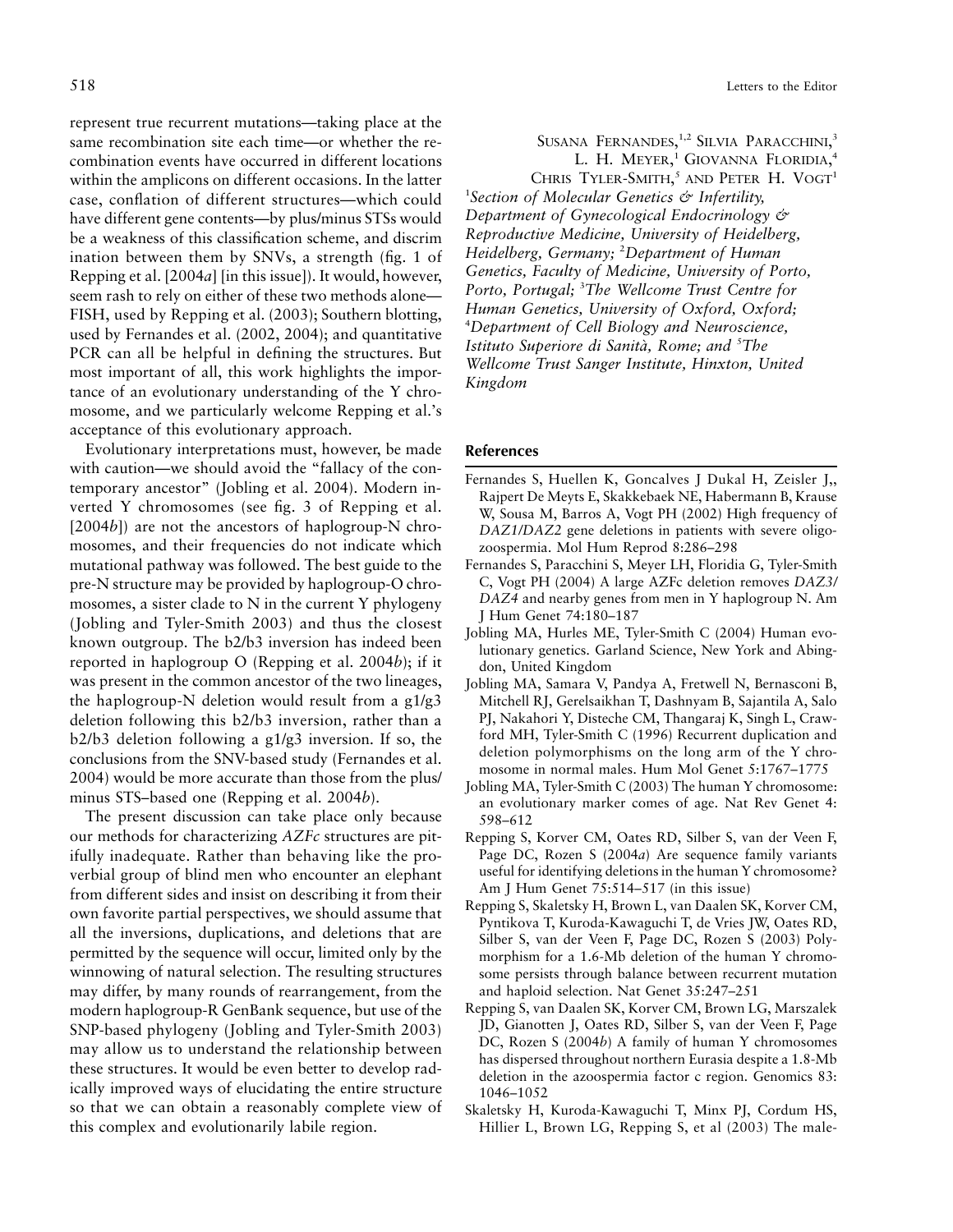represent true recurrent mutations—taking place at the same recombination site each time—or whether the recombination events have occurred in different locations within the amplicons on different occasions. In the latter case, conflation of different structures—which could have different gene contents—by plus/minus STSs would be a weakness of this classification scheme, and discrimination between them by SNVs, a strength (fig. 1 of Repping et al. [2004*a*] [in this issue]). It would, however, seem rash to rely on either of these two methods alone—FISH, used by Repping et al. (2003); Southern blotting, used by Fernandes et al. (2002, 2004); and quantitative PCR can all be helpful in defining the structures. But most important of all, this work highlights the importance of an evolutionary understanding of the Y chromosome, and we particularly welcome Repping et al.'s acceptance of this evolutionary approach.

Evolutionary interpretations must, however, be made with caution—we should avoid the "fallacy of the contemporary ancestor" (Jobling et al. 2004). Modern inverted Y chromosomes (see fig. 3 of Repping et al. [2004*b*]) are not the ancestors of haplogroup-N chromosomes, and their frequencies do not indicate which mutational pathway was followed. The best guide to the pre-N structure may be provided by haplogroup-O chromosomes, a sister clade to N in the current Y phylogeny (Jobling and Tyler-Smith 2003) and thus the closest known outgroup. The b2/b3 inversion has indeed been reported in haplogroup O (Repping et al. 2004*b*); if it was present in the common ancestor of the two lineages, the haplogroup-N deletion would result from a g1/g3 deletion following this b2/b3 inversion, rather than a b2/b3 deletion following a g1/g3 inversion. If so, the conclusions from the SNV-based study (Fernandes et al. 2004) would be more accurate than those from the plus/minus STS–based one (Repping et al. 2004*b*).

The present discussion can take place only because our methods for characterizing *AZFc* structures are pitifully inadequate. Rather than behaving like the proverbial group of blind men who encounter an elephant from different sides and insist on describing it from their own favorite partial perspectives, we should assume that all the inversions, duplications, and deletions that are permitted by the sequence will occur, limited only by the winnowing of natural selection. The resulting structures may differ, by many rounds of rearrangement, from the modern haplogroup-R GenBank sequence, but use of the SNP-based phylogeny (Jobling and Tyler-Smith 2003) may allow us to understand the relationship between these structures. It would be even better to develop radically improved ways of elucidating the entire structure so that we can obtain a reasonably complete view of this complex and evolutionarily labile region.

Susana Fernandes,[1,2] Silvia Paracchini,[3] L. H. Meyer,[1] Giovanna Floridia,[4] Chris Tyler-Smith,[5] and Peter H. Vogt[1]

[1]*Section of Molecular Genetics & Infertility, Department of Gynecological Endocrinology & Reproductive Medicine, University of Heidelberg, Heidelberg, Germany;* [2]*Department of Human Genetics, Faculty of Medicine, University of Porto, Porto, Portugal;* [3]*The Wellcome Trust Centre for Human Genetics, University of Oxford, Oxford;* [4]*Department of Cell Biology and Neuroscience, Istituto Superiore di Sanità, Rome; and* [5]*The Wellcome Trust Sanger Institute, Hinxton, United Kingdom*

## References

- Fernandes S, Huellen K, Goncalves J Dukal H, Zeisler J,, Rajpert De Meyts E, Skakkebaek NE, Habermann B, Krause W, Sousa M, Barros A, Vogt PH (2002) High frequency of *DAZ1/DAZ2* gene deletions in patients with severe oligozoospermia. Mol Hum Reprod 8:286–298
- Fernandes S, Paracchini S, Meyer LH, Floridia G, Tyler-Smith C, Vogt PH (2004) A large AZFc deletion removes *DAZ3/DAZ4* and nearby genes from men in Y haplogroup N. Am J Hum Genet 74:180–187
- Jobling MA, Hurles ME, Tyler-Smith C (2004) Human evolutionary genetics. Garland Science, New York and Abingdon, United Kingdom
- Jobling MA, Samara V, Pandya A, Fretwell N, Bernasconi B, Mitchell RJ, Gerelsaikhan T, Dashnyam B, Sajantila A, Salo PJ, Nakahori Y, Disteche CM, Thangaraj K, Singh L, Crawford MH, Tyler-Smith C (1996) Recurrent duplication and deletion polymorphisms on the long arm of the Y chromosome in normal males. Hum Mol Genet 5:1767–1775
- Jobling MA, Tyler-Smith C (2003) The human Y chromosome: an evolutionary marker comes of age. Nat Rev Genet 4: 598–612
- Repping S, Korver CM, Oates RD, Silber S, van der Veen F, Page DC, Rozen S (2004*a*) Are sequence family variants useful for identifying deletions in the human Y chromosome? Am J Hum Genet 75:514–517 (in this issue)
- Repping S, Skaletsky H, Brown L, van Daalen SK, Korver CM, Pyntikova T, Kuroda-Kawaguchi T, de Vries JW, Oates RD, Silber S, van der Veen F, Page DC, Rozen S (2003) Polymorphism for a 1.6-Mb deletion of the human Y chromosome persists through balance between recurrent mutation and haploid selection. Nat Genet 35:247–251
- Repping S, van Daalen SK, Korver CM, Brown LG, Marszalek JD, Gianotten J, Oates RD, Silber S, van der Veen F, Page DC, Rozen S (2004*b*) A family of human Y chromosomes has dispersed throughout northern Eurasia despite a 1.8-Mb deletion in the azoospermia factor c region. Genomics 83: 1046–1052
- Skaletsky H, Kuroda-Kawaguchi T, Minx PJ, Cordum HS, Hillier L, Brown LG, Repping S, et al (2003) The male-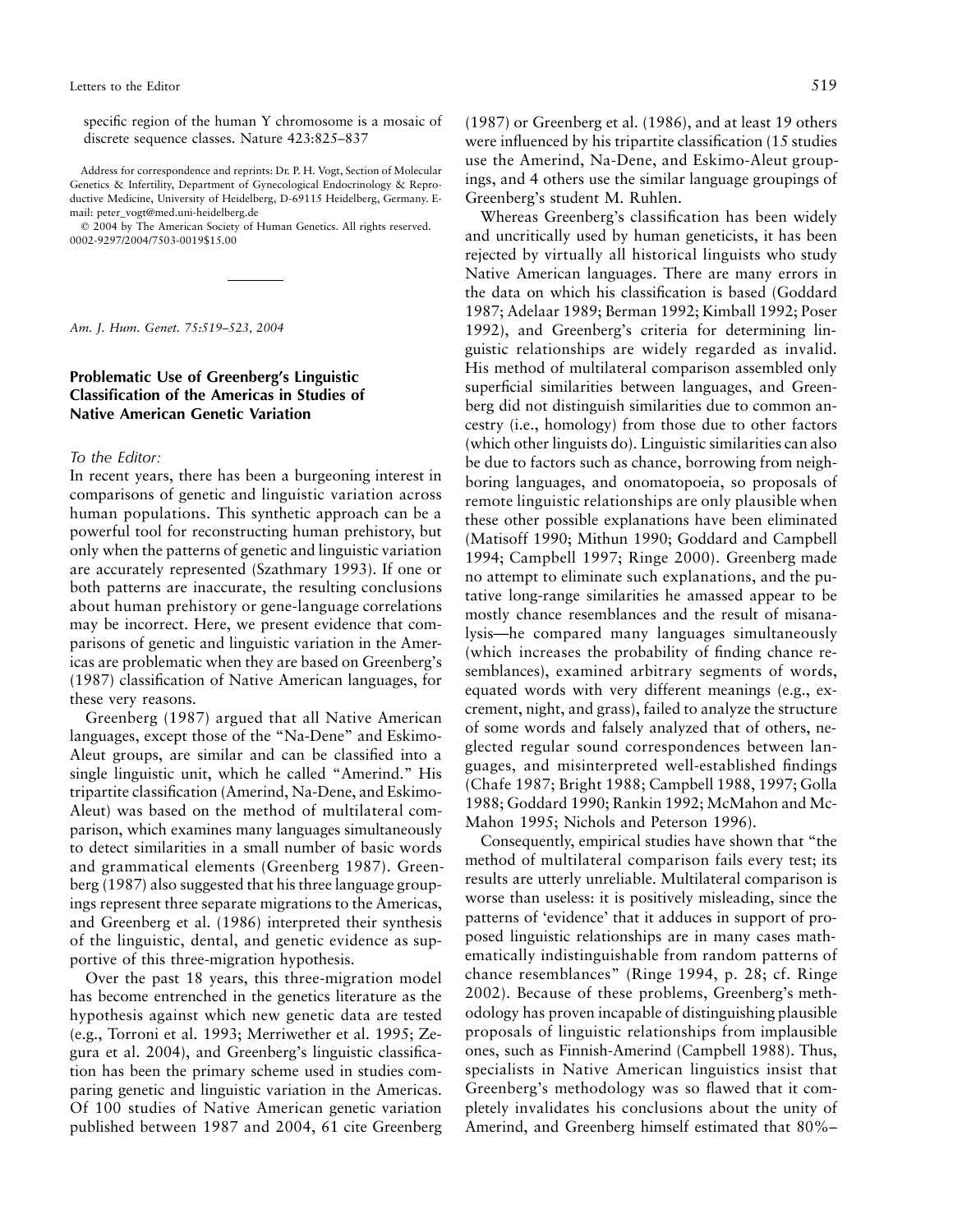specific region of the human Y chromosome is a mosaic of discrete sequence classes. Nature 423:825–837

Address for correspondence and reprints: Dr. P. H. Vogt, Section of Molecular Genetics & Infertility, Department of Gynecological Endocrinology & Reproductive Medicine, University of Heidelberg, D-69115 Heidelberg, Germany. E-mail: peter_vogt@med.uni-heidelberg.de

© 2004 by The American Society of Human Genetics. All rights reserved. 0002-9297/2004/7503-0019$15.00

---

*Am. J. Hum. Genet. 75:519–523, 2004*

## Problematic Use of Greenberg's Linguistic Classification of the Americas in Studies of Native American Genetic Variation

*To the Editor:*

In recent years, there has been a burgeoning interest in comparisons of genetic and linguistic variation across human populations. This synthetic approach can be a powerful tool for reconstructing human prehistory, but only when the patterns of genetic and linguistic variation are accurately represented (Szathmary 1993). If one or both patterns are inaccurate, the resulting conclusions about human prehistory or gene-language correlations may be incorrect. Here, we present evidence that comparisons of genetic and linguistic variation in the Americas are problematic when they are based on Greenberg's (1987) classification of Native American languages, for these very reasons.

Greenberg (1987) argued that all Native American languages, except those of the "Na-Dene" and Eskimo-Aleut groups, are similar and can be classified into a single linguistic unit, which he called "Amerind." His tripartite classification (Amerind, Na-Dene, and Eskimo-Aleut) was based on the method of multilateral comparison, which examines many languages simultaneously to detect similarities in a small number of basic words and grammatical elements (Greenberg 1987). Greenberg (1987) also suggested that his three language groupings represent three separate migrations to the Americas, and Greenberg et al. (1986) interpreted their synthesis of the linguistic, dental, and genetic evidence as supportive of this three-migration hypothesis.

Over the past 18 years, this three-migration model has become entrenched in the genetics literature as the hypothesis against which new genetic data are tested (e.g., Torroni et al. 1993; Merriwether et al. 1995; Zegura et al. 2004), and Greenberg's linguistic classification has been the primary scheme used in studies comparing genetic and linguistic variation in the Americas. Of 100 studies of Native American genetic variation published between 1987 and 2004, 61 cite Greenberg (1987) or Greenberg et al. (1986), and at least 19 others were influenced by his tripartite classification (15 studies use the Amerind, Na-Dene, and Eskimo-Aleut groupings, and 4 others use the similar language groupings of Greenberg's student M. Ruhlen.

Whereas Greenberg's classification has been widely and uncritically used by human geneticists, it has been rejected by virtually all historical linguists who study Native American languages. There are many errors in the data on which his classification is based (Goddard 1987; Adelaar 1989; Berman 1992; Kimball 1992; Poser 1992), and Greenberg's criteria for determining linguistic relationships are widely regarded as invalid. His method of multilateral comparison assembled only superficial similarities between languages, and Greenberg did not distinguish similarities due to common ancestry (i.e., homology) from those due to other factors (which other linguists do). Linguistic similarities can also be due to factors such as chance, borrowing from neighboring languages, and onomatopoeia, so proposals of remote linguistic relationships are only plausible when these other possible explanations have been eliminated (Matisoff 1990; Mithun 1990; Goddard and Campbell 1994; Campbell 1997; Ringe 2000). Greenberg made no attempt to eliminate such explanations, and the putative long-range similarities he amassed appear to be mostly chance resemblances and the result of misanalysis—he compared many languages simultaneously (which increases the probability of finding chance resemblances), examined arbitrary segments of words, equated words with very different meanings (e.g., excrement, night, and grass), failed to analyze the structure of some words and falsely analyzed that of others, neglected regular sound correspondences between languages, and misinterpreted well-established findings (Chafe 1987; Bright 1988; Campbell 1988, 1997; Golla 1988; Goddard 1990; Rankin 1992; McMahon and McMahon 1995; Nichols and Peterson 1996).

Consequently, empirical studies have shown that "the method of multilateral comparison fails every test; its results are utterly unreliable. Multilateral comparison is worse than useless: it is positively misleading, since the patterns of 'evidence' that it adduces in support of proposed linguistic relationships are in many cases mathematically indistinguishable from random patterns of chance resemblances" (Ringe 1994, p. 28; cf. Ringe 2002). Because of these problems, Greenberg's methodology has proven incapable of distinguishing plausible proposals of linguistic relationships from implausible ones, such as Finnish-Amerind (Campbell 1988). Thus, specialists in Native American linguistics insist that Greenberg's methodology was so flawed that it completely invalidates his conclusions about the unity of Amerind, and Greenberg himself estimated that 80%–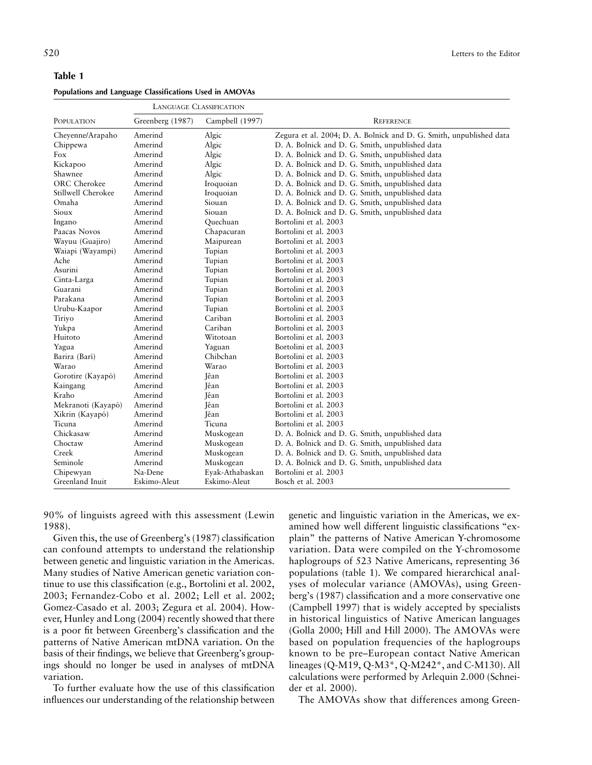**Table 1**

**Populations and Language Classifications Used in AMOVAs**

| Population | Language Classification | | Reference |
|---|---|---|---|
| | Greenberg (1987) | Campbell (1997) | |
| Cheyenne/Arapaho | Amerind | Algic | Zegura et al. 2004; D. A. Bolnick and D. G. Smith, unpublished data |
| Chippewa | Amerind | Algic | D. A. Bolnick and D. G. Smith, unpublished data |
| Fox | Amerind | Algic | D. A. Bolnick and D. G. Smith, unpublished data |
| Kickapoo | Amerind | Algic | D. A. Bolnick and D. G. Smith, unpublished data |
| Shawnee | Amerind | Algic | D. A. Bolnick and D. G. Smith, unpublished data |
| ORC Cherokee | Amerind | Iroquoian | D. A. Bolnick and D. G. Smith, unpublished data |
| Stillwell Cherokee | Amerind | Iroquoian | D. A. Bolnick and D. G. Smith, unpublished data |
| Omaha | Amerind | Siouan | D. A. Bolnick and D. G. Smith, unpublished data |
| Sioux | Amerind | Siouan | D. A. Bolnick and D. G. Smith, unpublished data |
| Ingano | Amerind | Quechuan | Bortolini et al. 2003 |
| Paacas Novos | Amerind | Chapacuran | Bortolini et al. 2003 |
| Wayuu (Guajiro) | Amerind | Maipurean | Bortolini et al. 2003 |
| Waiapi (Wayampi) | Amerind | Tupian | Bortolini et al. 2003 |
| Ache | Amerind | Tupian | Bortolini et al. 2003 |
| Asurini | Amerind | Tupian | Bortolini et al. 2003 |
| Cinta-Larga | Amerind | Tupian | Bortolini et al. 2003 |
| Guarani | Amerind | Tupian | Bortolini et al. 2003 |
| Parakana | Amerind | Tupian | Bortolini et al. 2003 |
| Urubu-Kaapor | Amerind | Tupian | Bortolini et al. 2003 |
| Tiriyo | Amerind | Cariban | Bortolini et al. 2003 |
| Yukpa | Amerind | Cariban | Bortolini et al. 2003 |
| Huitoto | Amerind | Witotoan | Bortolini et al. 2003 |
| Yagua | Amerind | Yaguan | Bortolini et al. 2003 |
| Barira (Barí) | Amerind | Chibchan | Bortolini et al. 2003 |
| Warao | Amerind | Warao | Bortolini et al. 2003 |
| Gorotire (Kayapó) | Amerind | Jêan | Bortolini et al. 2003 |
| Kaingang | Amerind | Jêan | Bortolini et al. 2003 |
| Kraho | Amerind | Jêan | Bortolini et al. 2003 |
| Mekranoti (Kayapó) | Amerind | Jêan | Bortolini et al. 2003 |
| Xikrin (Kayapó) | Amerind | Jêan | Bortolini et al. 2003 |
| Ticuna | Amerind | Ticuna | Bortolini et al. 2003 |
| Chickasaw | Amerind | Muskogean | D. A. Bolnick and D. G. Smith, unpublished data |
| Choctaw | Amerind | Muskogean | D. A. Bolnick and D. G. Smith, unpublished data |
| Creek | Amerind | Muskogean | D. A. Bolnick and D. G. Smith, unpublished data |
| Seminole | Amerind | Muskogean | D. A. Bolnick and D. G. Smith, unpublished data |
| Chipewyan | Na-Dene | Eyak-Athabaskan | Bortolini et al. 2003 |
| Greenland Inuit | Eskimo-Aleut | Eskimo-Aleut | Bosch et al. 2003 |

90% of linguists agreed with this assessment (Lewin 1988).

Given this, the use of Greenberg's (1987) classification can confound attempts to understand the relationship between genetic and linguistic variation in the Americas. Many studies of Native American genetic variation continue to use this classification (e.g., Bortolini et al. 2002, 2003; Fernandez-Cobo et al. 2002; Lell et al. 2002; Gomez-Casado et al. 2003; Zegura et al. 2004). However, Hunley and Long (2004) recently showed that there is a poor fit between Greenberg's classification and the patterns of Native American mtDNA variation. On the basis of their findings, we believe that Greenberg's groupings should no longer be used in analyses of mtDNA variation.

To further evaluate how the use of this classification influences our understanding of the relationship between genetic and linguistic variation in the Americas, we examined how well different linguistic classifications "explain" the patterns of Native American Y-chromosome variation. Data were compiled on the Y-chromosome haplogroups of 523 Native Americans, representing 36 populations (table 1). We compared hierarchical analyses of molecular variance (AMOVAs), using Greenberg's (1987) classification and a more conservative one (Campbell 1997) that is widely accepted by specialists in historical linguistics of Native American languages (Golla 2000; Hill and Hill 2000). The AMOVAs were based on population frequencies of the haplogroups known to be pre–European contact Native American lineages (Q-M19, Q-M3*, Q-M242*, and C-M130). All calculations were performed by Arlequin 2.000 (Schneider et al. 2000).

The AMOVAs show that differences among Green-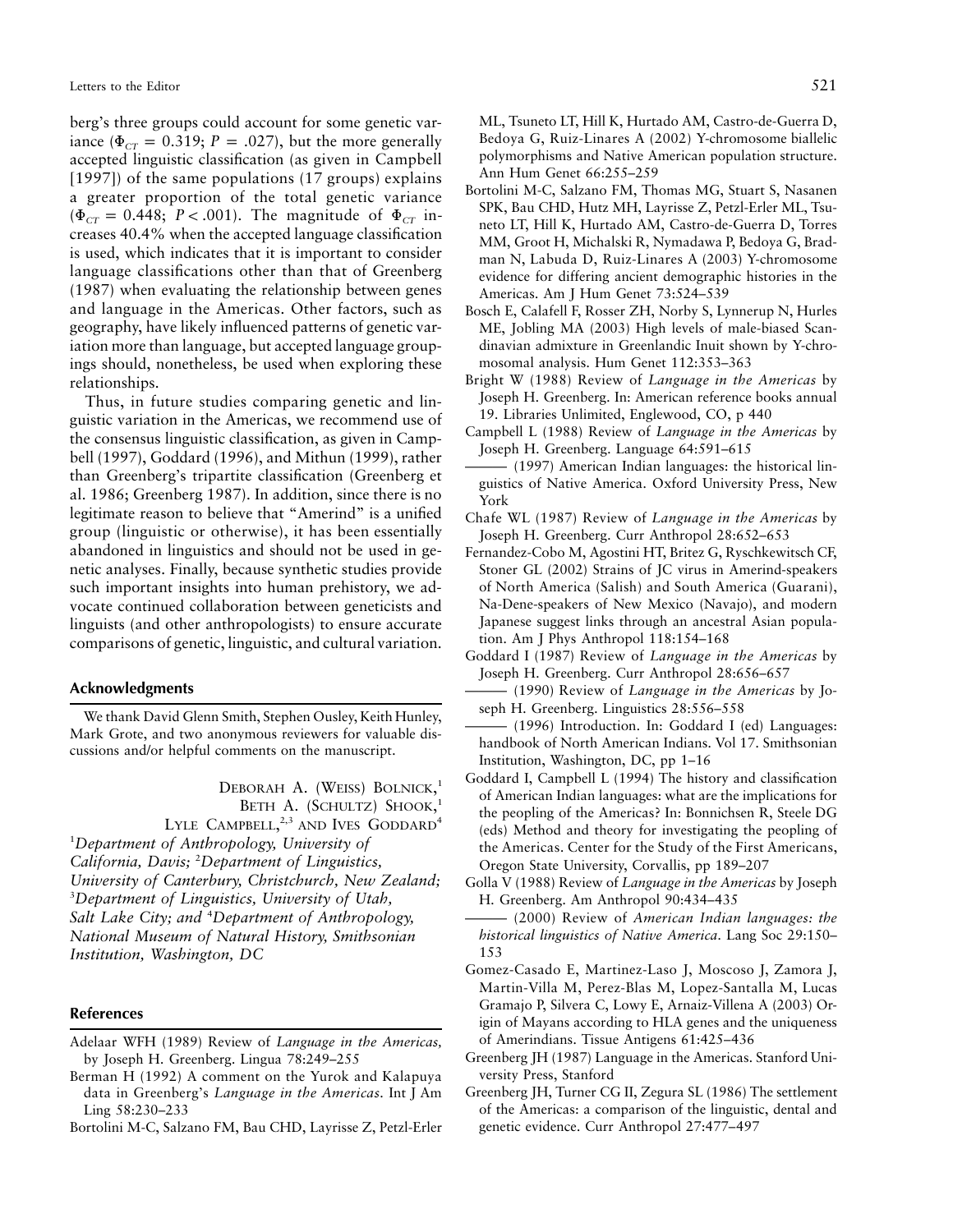berg's three groups could account for some genetic variance ($\Phi_{CT} = 0.319$; $P = .027$), but the more generally accepted linguistic classification (as given in Campbell [1997]) of the same populations (17 groups) explains a greater proportion of the total genetic variance ($\Phi_{CT} = 0.448$; $P < .001$). The magnitude of $\Phi_{CT}$ increases 40.4% when the accepted language classification is used, which indicates that it is important to consider language classifications other than that of Greenberg (1987) when evaluating the relationship between genes and language in the Americas. Other factors, such as geography, have likely influenced patterns of genetic variation more than language, but accepted language groupings should, nonetheless, be used when exploring these relationships.

Thus, in future studies comparing genetic and linguistic variation in the Americas, we recommend use of the consensus linguistic classification, as given in Campbell (1997), Goddard (1996), and Mithun (1999), rather than Greenberg's tripartite classification (Greenberg et al. 1986; Greenberg 1987). In addition, since there is no legitimate reason to believe that "Amerind" is a unified group (linguistic or otherwise), it has been essentially abandoned in linguistics and should not be used in genetic analyses. Finally, because synthetic studies provide such important insights into human prehistory, we advocate continued collaboration between geneticists and linguists (and other anthropologists) to ensure accurate comparisons of genetic, linguistic, and cultural variation.

## Acknowledgments

We thank David Glenn Smith, Stephen Ousley, Keith Hunley, Mark Grote, and two anonymous reviewers for valuable discussions and/or helpful comments on the manuscript.

DEBORAH A. (WEISS) BOLNICK,[1]
BETH A. (SCHULTZ) SHOOK,[1]
LYLE CAMPBELL,[2,3] AND IVES GODDARD[4]

[1]*Department of Anthropology, University of California, Davis;* [2]*Department of Linguistics, University of Canterbury, Christchurch, New Zealand;* [3]*Department of Linguistics, University of Utah, Salt Lake City; and* [4]*Department of Anthropology, National Museum of Natural History, Smithsonian Institution, Washington, DC*

## References

Adelaar WFH (1989) Review of *Language in the Americas,* by Joseph H. Greenberg. Lingua 78:249–255

Berman H (1992) A comment on the Yurok and Kalapuya data in Greenberg's *Language in the Americas*. Int J Am Ling 58:230–233

Bortolini M-C, Salzano FM, Bau CHD, Layrisse Z, Petzl-Erler ML, Tsuneto LT, Hill K, Hurtado AM, Castro-de-Guerra D, Bedoya G, Ruiz-Linares A (2002) Y-chromosome biallelic polymorphisms and Native American population structure. Ann Hum Genet 66:255–259

Bortolini M-C, Salzano FM, Thomas MG, Stuart S, Nasanen SPK, Bau CHD, Hutz MH, Layrisse Z, Petzl-Erler ML, Tsuneto LT, Hill K, Hurtado AM, Castro-de-Guerra D, Torres MM, Groot H, Michalski R, Nymadawa P, Bedoya G, Bradman N, Labuda D, Ruiz-Linares A (2003) Y-chromosome evidence for differing ancient demographic histories in the Americas. Am J Hum Genet 73:524–539

Bosch E, Calafell F, Rosser ZH, Norby S, Lynnerup N, Hurles ME, Jobling MA (2003) High levels of male-biased Scandinavian admixture in Greenlandic Inuit shown by Y-chromosomal analysis. Hum Genet 112:353–363

Bright W (1988) Review of *Language in the Americas* by Joseph H. Greenberg. In: American reference books annual 19. Libraries Unlimited, Englewood, CO, p 440

Campbell L (1988) Review of *Language in the Americas* by Joseph H. Greenberg. Language 64:591–615

——— (1997) American Indian languages: the historical linguistics of Native America. Oxford University Press, New York

Chafe WL (1987) Review of *Language in the Americas* by Joseph H. Greenberg. Curr Anthropol 28:652–653

Fernandez-Cobo M, Agostini HT, Britez G, Ryschkewitsch CF, Stoner GL (2002) Strains of JC virus in Amerind-speakers of North America (Salish) and South America (Guarani), Na-Dene-speakers of New Mexico (Navajo), and modern Japanese suggest links through an ancestral Asian population. Am J Phys Anthropol 118:154–168

Goddard I (1987) Review of *Language in the Americas* by Joseph H. Greenberg. Curr Anthropol 28:656–657

——— (1990) Review of *Language in the Americas* by Joseph H. Greenberg. Linguistics 28:556–558

——— (1996) Introduction. In: Goddard I (ed) Languages: handbook of North American Indians. Vol 17. Smithsonian Institution, Washington, DC, pp 1–16

Goddard I, Campbell L (1994) The history and classification of American Indian languages: what are the implications for the peopling of the Americas? In: Bonnichsen R, Steele DG (eds) Method and theory for investigating the peopling of the Americas. Center for the Study of the First Americans, Oregon State University, Corvallis, pp 189–207

Golla V (1988) Review of *Language in the Americas* by Joseph H. Greenberg. Am Anthropol 90:434–435

——— (2000) Review of *American Indian languages: the historical linguistics of Native America*. Lang Soc 29:150–153

Gomez-Casado E, Martinez-Laso J, Moscoso J, Zamora J, Martin-Villa M, Perez-Blas M, Lopez-Santalla M, Lucas Gramajo P, Silvera C, Lowy E, Arnaiz-Villena A (2003) Origin of Mayans according to HLA genes and the uniqueness of Amerindians. Tissue Antigens 61:425–436

Greenberg JH (1987) Language in the Americas. Stanford University Press, Stanford

Greenberg JH, Turner CG II, Zegura SL (1986) The settlement of the Americas: a comparison of the linguistic, dental and genetic evidence. Curr Anthropol 27:477–497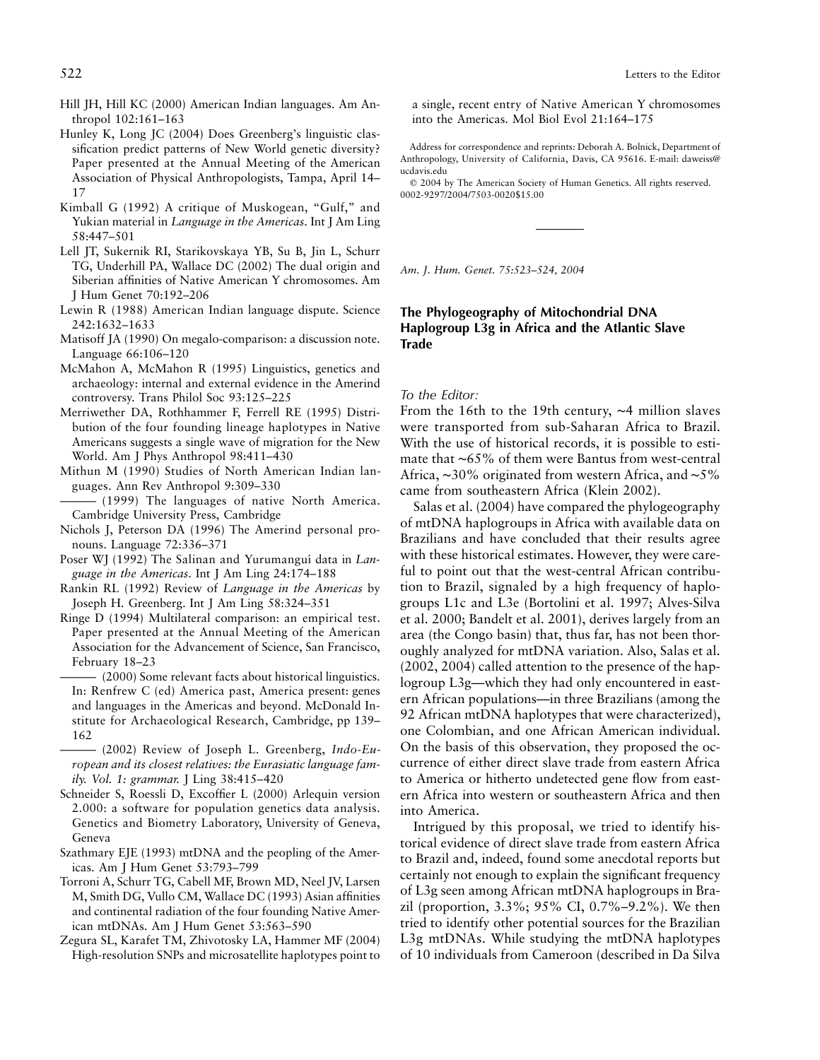Hill JH, Hill KC (2000) American Indian languages. Am Anthropol 102:161–163

Hunley K, Long JC (2004) Does Greenberg's linguistic classification predict patterns of New World genetic diversity? Paper presented at the Annual Meeting of the American Association of Physical Anthropologists, Tampa, April 14–17

Kimball G (1992) A critique of Muskogean, "Gulf," and Yukian material in *Language in the Americas*. Int J Am Ling 58:447–501

Lell JT, Sukernik RI, Starikovskaya YB, Su B, Jin L, Schurr TG, Underhill PA, Wallace DC (2002) The dual origin and Siberian affinities of Native American Y chromosomes. Am J Hum Genet 70:192–206

Lewin R (1988) American Indian language dispute. Science 242:1632–1633

Matisoff JA (1990) On megalo-comparison: a discussion note. Language 66:106–120

McMahon A, McMahon R (1995) Linguistics, genetics and archaeology: internal and external evidence in the Amerind controversy. Trans Philol Soc 93:125–225

Merriwether DA, Rothhammer F, Ferrell RE (1995) Distribution of the four founding lineage haplotypes in Native Americans suggests a single wave of migration for the New World. Am J Phys Anthropol 98:411–430

Mithun M (1990) Studies of North American Indian languages. Ann Rev Anthropol 9:309–330

——— (1999) The languages of native North America. Cambridge University Press, Cambridge

Nichols J, Peterson DA (1996) The Amerind personal pronouns. Language 72:336–371

Poser WJ (1992) The Salinan and Yurumanguí data in *Language in the Americas*. Int J Am Ling 24:174–188

Rankin RL (1992) Review of *Language in the Americas* by Joseph H. Greenberg. Int J Am Ling 58:324–351

Ringe D (1994) Multilateral comparison: an empirical test. Paper presented at the Annual Meeting of the American Association for the Advancement of Science, San Francisco, February 18–23

——— (2000) Some relevant facts about historical linguistics. In: Renfrew C (ed) America past, America present: genes and languages in the Americas and beyond. McDonald Institute for Archaeological Research, Cambridge, pp 139–162

——— (2002) Review of Joseph L. Greenberg, *Indo-European and its closest relatives: the Eurasiatic language family. Vol. 1: grammar.* J Ling 38:415–420

Schneider S, Roessli D, Excoffier L (2000) Arlequin version 2.000: a software for population genetics data analysis. Genetics and Biometry Laboratory, University of Geneva, Geneva

Szathmary EJE (1993) mtDNA and the peopling of the Americas. Am J Hum Genet 53:793–799

Torroni A, Schurr TG, Cabell MF, Brown MD, Neel JV, Larsen M, Smith DG, Vullo CM, Wallace DC (1993) Asian affinities and continental radiation of the four founding Native American mtDNAs. Am J Hum Genet 53:563–590

Zegura SL, Karafet TM, Zhivotosky LA, Hammer MF (2004) High-resolution SNPs and microsatellite haplotypes point to a single, recent entry of Native American Y chromosomes into the Americas. Mol Biol Evol 21:164–175

Address for correspondence and reprints: Deborah A. Bolnick, Department of Anthropology, University of California, Davis, CA 95616. E-mail: daweiss@ucdavis.edu

© 2004 by The American Society of Human Genetics. All rights reserved. 0002-9297/2004/7503-0020$15.00

---

*Am. J. Hum. Genet. 75:523–524, 2004*

## The Phylogeography of Mitochondrial DNA Haplogroup L3g in Africa and the Atlantic Slave Trade

*To the Editor:*

From the 16th to the 19th century, ~4 million slaves were transported from sub-Saharan Africa to Brazil. With the use of historical records, it is possible to estimate that ~65% of them were Bantus from west-central Africa, ~30% originated from western Africa, and ~5% came from southeastern Africa (Klein 2002).

Salas et al. (2004) have compared the phylogeography of mtDNA haplogroups in Africa with available data on Brazilians and have concluded that their results agree with these historical estimates. However, they were careful to point out that the west-central African contribution to Brazil, signaled by a high frequency of haplogroups L1c and L3e (Bortolini et al. 1997; Alves-Silva et al. 2000; Bandelt et al. 2001), derives largely from an area (the Congo basin) that, thus far, has not been thoroughly analyzed for mtDNA variation. Also, Salas et al. (2002, 2004) called attention to the presence of the haplogroup L3g—which they had only encountered in eastern African populations—in three Brazilians (among the 92 African mtDNA haplotypes that were characterized), one Colombian, and one African American individual. On the basis of this observation, they proposed the occurrence of either direct slave trade from eastern Africa to America or hitherto undetected gene flow from eastern Africa into western or southeastern Africa and then into America.

Intrigued by this proposal, we tried to identify historical evidence of direct slave trade from eastern Africa to Brazil and, indeed, found some anecdotal reports but certainly not enough to explain the significant frequency of L3g seen among African mtDNA haplogroups in Brazil (proportion, 3.3%; 95% CI, 0.7%–9.2%). We then tried to identify other potential sources for the Brazilian L3g mtDNAs. While studying the mtDNA haplotypes of 10 individuals from Cameroon (described in Da Silva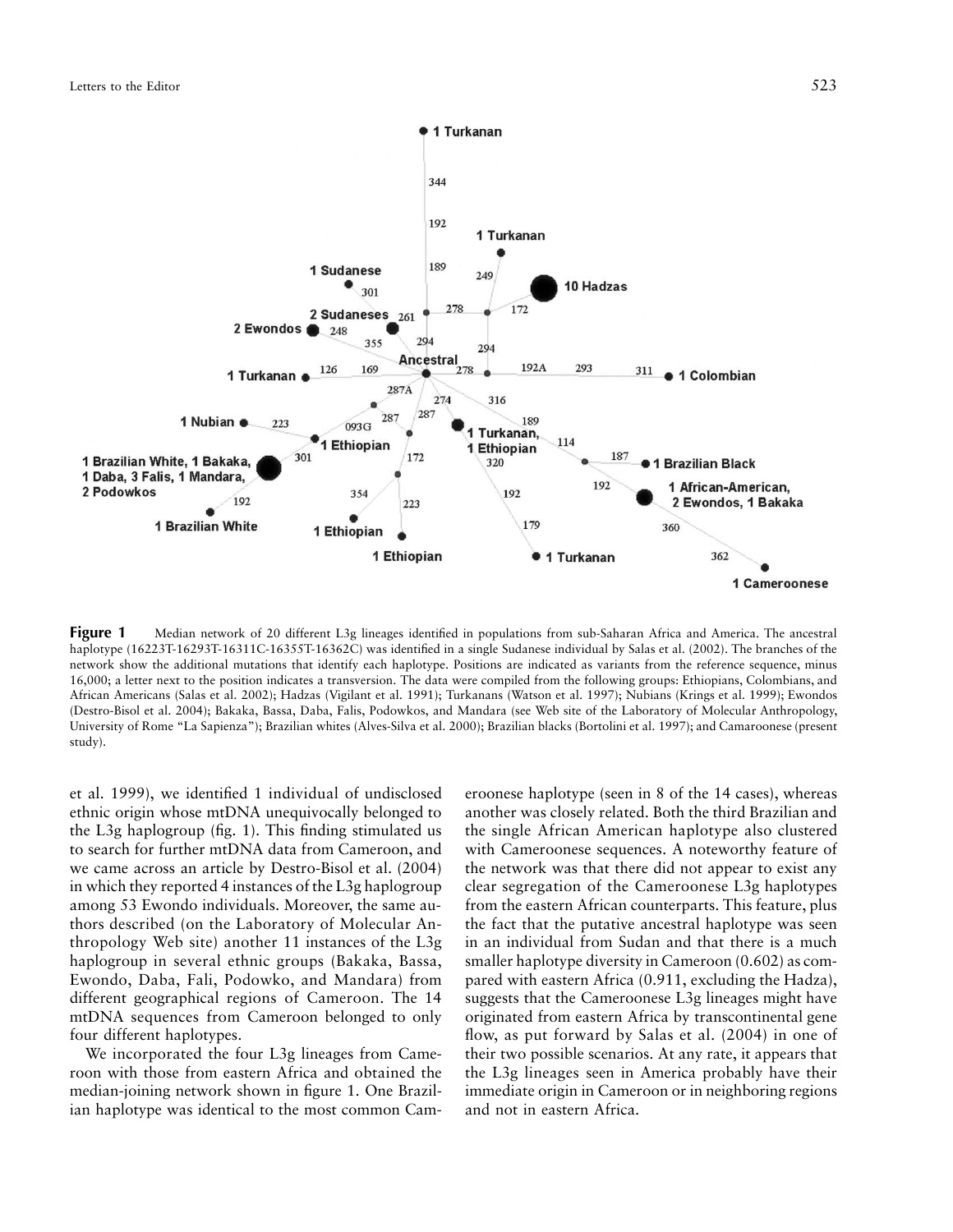**Figure 1** Median network of 20 different L3g lineages identified in populations from sub-Saharan Africa and America. The ancestral haplotype (16223T-16293T-16311C-16355T-16362C) was identified in a single Sudanese individual by Salas et al. (2002). The branches of the network show the additional mutations that identify each haplotype. Positions are indicated as variants from the reference sequence, minus 16,000; a letter next to the position indicates a transversion. The data were compiled from the following groups: Ethiopians, Colombians, and African Americans (Salas et al. 2002); Hadzas (Vigilant et al. 1991); Turkanans (Watson et al. 1997); Nubians (Krings et al. 1999); Ewondos (Destro-Bisol et al. 2004); Bakaka, Bassa, Daba, Falis, Podowkos, and Mandara (see Web site of the Laboratory of Molecular Anthropology, University of Rome "La Sapienza"); Brazilian whites (Alves-Silva et al. 2000); Brazilian blacks (Bortolini et al. 1997); and Camaroonese (present study).

et al. 1999), we identified 1 individual of undisclosed ethnic origin whose mtDNA unequivocally belonged to the L3g haplogroup (fig. 1). This finding stimulated us to search for further mtDNA data from Cameroon, and we came across an article by Destro-Bisol et al. (2004) in which they reported 4 instances of the L3g haplogroup among 53 Ewondo individuals. Moreover, the same authors described (on the Laboratory of Molecular Anthropology Web site) another 11 instances of the L3g haplogroup in several ethnic groups (Bakaka, Bassa, Ewondo, Daba, Fali, Podowko, and Mandara) from different geographical regions of Cameroon. The 14 mtDNA sequences from Cameroon belonged to only four different haplotypes.

We incorporated the four L3g lineages from Cameroon with those from eastern Africa and obtained the median-joining network shown in figure 1. One Brazilian haplotype was identical to the most common Cameroonese haplotype (seen in 8 of the 14 cases), whereas another was closely related. Both the third Brazilian and the single African American haplotype also clustered with Cameroonese sequences. A noteworthy feature of the network was that there did not appear to exist any clear segregation of the Cameroonese L3g haplotypes from the eastern African counterparts. This feature, plus the fact that the putative ancestral haplotype was seen in an individual from Sudan and that there is a much smaller haplotype diversity in Cameroon (0.602) as compared with eastern Africa (0.911, excluding the Hadza), suggests that the Cameroonese L3g lineages might have originated from eastern Africa by transcontinental gene flow, as put forward by Salas et al. (2004) in one of their two possible scenarios. At any rate, it appears that the L3g lineages seen in America probably have their immediate origin in Cameroon or in neighboring regions and not in eastern Africa.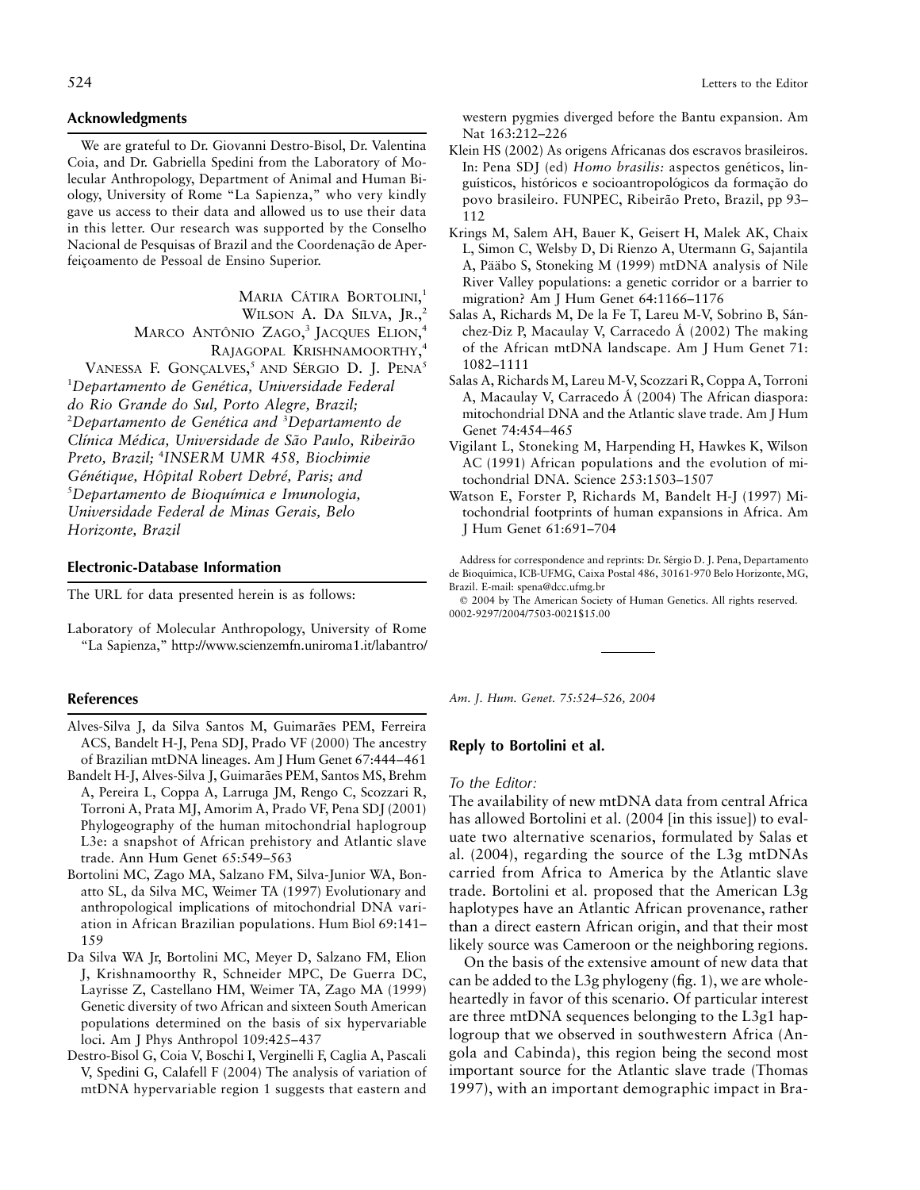## Acknowledgments

We are grateful to Dr. Giovanni Destro-Bisol, Dr. Valentina Coia, and Dr. Gabriella Spedini from the Laboratory of Molecular Anthropology, Department of Animal and Human Biology, University of Rome "La Sapienza," who very kindly gave us access to their data and allowed us to use their data in this letter. Our research was supported by the Conselho Nacional de Pesquisas of Brazil and the Coordenação de Aperfeiçoamento de Pessoal de Ensino Superior.

MARIA CÁTIRA BORTOLINI,[1]
WILSON A. DA SILVA, JR.,[2]
MARCO ANTÔNIO ZAGO,[3] JACQUES ELION,[4]
RAJAGOPAL KRISHNAMOORTHY,[4]
VANESSA F. GONÇALVES,[5] AND SÉRGIO D. J. PENA[5]

[1]*Departamento de Genética, Universidade Federal do Rio Grande do Sul, Porto Alegre, Brazil;* [2]*Departamento de Genética and* [3]*Departamento de Clínica Médica, Universidade de São Paulo, Ribeirão Preto, Brazil;* [4]*INSERM UMR 458, Biochimie Génétique, Hôpital Robert Debré, Paris; and* [5]*Departamento de Bioquímica e Imunologia, Universidade Federal de Minas Gerais, Belo Horizonte, Brazil*

## Electronic-Database Information

The URL for data presented herein is as follows:

Laboratory of Molecular Anthropology, University of Rome "La Sapienza," http://www.scienzemfn.uniroma1.it/labantro/

## References

Alves-Silva J, da Silva Santos M, Guimarães PEM, Ferreira ACS, Bandelt H-J, Pena SDJ, Prado VF (2000) The ancestry of Brazilian mtDNA lineages. Am J Hum Genet 67:444–461

Bandelt H-J, Alves-Silva J, Guimarães PEM, Santos MS, Brehm A, Pereira L, Coppa A, Larruga JM, Rengo C, Scozzari R, Torroni A, Prata MJ, Amorim A, Prado VF, Pena SDJ (2001) Phylogeography of the human mitochondrial haplogroup L3e: a snapshot of African prehistory and Atlantic slave trade. Ann Hum Genet 65:549–563

Bortolini MC, Zago MA, Salzano FM, Silva-Junior WA, Bonatto SL, da Silva MC, Weimer TA (1997) Evolutionary and anthropological implications of mitochondrial DNA variation in African Brazilian populations. Hum Biol 69:141–159

Da Silva WA Jr, Bortolini MC, Meyer D, Salzano FM, Elion J, Krishnamoorthy R, Schneider MPC, De Guerra DC, Layrisse Z, Castellano HM, Weimer TA, Zago MA (1999) Genetic diversity of two African and sixteen South American populations determined on the basis of six hypervariable loci. Am J Phys Anthropol 109:425–437

Destro-Bisol G, Coia V, Boschi I, Verginelli F, Caglia A, Pascali V, Spedini G, Calafell F (2004) The analysis of variation of mtDNA hypervariable region 1 suggests that eastern and western pygmies diverged before the Bantu expansion. Am Nat 163:212–226

Klein HS (2002) As origens Africanas dos escravos brasileiros. In: Pena SDJ (ed) *Homo brasilis:* aspectos genéticos, linguísticos, históricos e socioantropológicos da formação do povo brasileiro. FUNPEC, Ribeirão Preto, Brazil, pp 93–112

Krings M, Salem AH, Bauer K, Geisert H, Malek AK, Chaix L, Simon C, Welsby D, Di Rienzo A, Utermann G, Sajantila A, Pääbo S, Stoneking M (1999) mtDNA analysis of Nile River Valley populations: a genetic corridor or a barrier to migration? Am J Hum Genet 64:1166–1176

Salas A, Richards M, De la Fe T, Lareu M-V, Sobrino B, Sánchez-Diz P, Macaulay V, Carracedo Á (2002) The making of the African mtDNA landscape. Am J Hum Genet 71:1082–1111

Salas A, Richards M, Lareu M-V, Scozzari R, Coppa A, Torroni A, Macaulay V, Carracedo Á (2004) The African diaspora: mitochondrial DNA and the Atlantic slave trade. Am J Hum Genet 74:454–465

Vigilant L, Stoneking M, Harpending H, Hawkes K, Wilson AC (1991) African populations and the evolution of mitochondrial DNA. Science 253:1503–1507

Watson E, Forster P, Richards M, Bandelt H-J (1997) Mitochondrial footprints of human expansions in Africa. Am J Hum Genet 61:691–704

Address for correspondence and reprints: Dr. Sérgio D. J. Pena, Departamento de Bioquímica, ICB-UFMG, Caixa Postal 486, 30161-970 Belo Horizonte, MG, Brazil. E-mail: spena@dcc.ufmg.br

© 2004 by The American Society of Human Genetics. All rights reserved. 0002-9297/2004/7503-0021$15.00

---

*Am. J. Hum. Genet. 75:524–526, 2004*

## Reply to Bortolini et al.

*To the Editor:*

The availability of new mtDNA data from central Africa has allowed Bortolini et al. (2004 [in this issue]) to evaluate two alternative scenarios, formulated by Salas et al. (2004), regarding the source of the L3g mtDNAs carried from Africa to America by the Atlantic slave trade. Bortolini et al. proposed that the American L3g haplotypes have an Atlantic African provenance, rather than a direct eastern African origin, and that their most likely source was Cameroon or the neighboring regions.

On the basis of the extensive amount of new data that can be added to the L3g phylogeny (fig. 1), we are wholeheartedly in favor of this scenario. Of particular interest are three mtDNA sequences belonging to the L3g1 haplogroup that we observed in southwestern Africa (Angola and Cabinda), this region being the second most important source for the Atlantic slave trade (Thomas 1997), with an important demographic impact in Bra-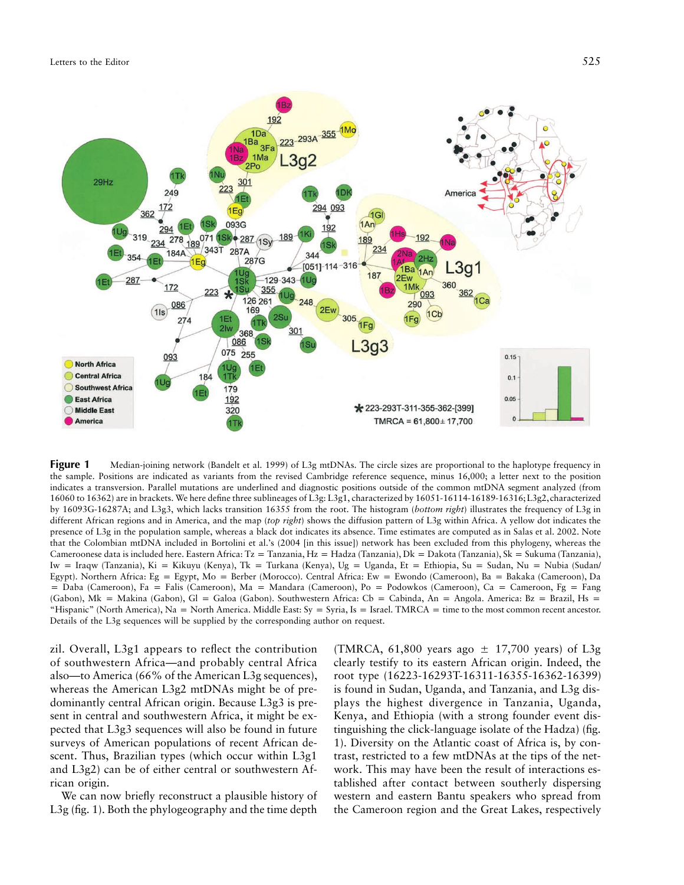**Figure 1** Median-joining network (Bandelt et al. 1999) of L3g mtDNAs. The circle sizes are proportional to the haplotype frequency in the sample. Positions are indicated as variants from the revised Cambridge reference sequence, minus 16,000; a letter next to the position indicates a transversion. Parallel mutations are underlined and diagnostic positions outside of the common mtDNA segment analyzed (from 16060 to 16362) are in brackets. We here define three sublineages of L3g: L3g1, characterized by 16051-16114-16189-16316; L3g2, characterized by 16093G-16287A; and L3g3, which lacks transition 16355 from the root. The histogram (*bottom right*) illustrates the frequency of L3g in different African regions and in America, and the map (*top right*) shows the diffusion pattern of L3g within Africa. A yellow dot indicates the presence of L3g in the population sample, whereas a black dot indicates its absence. Time estimates are computed as in Salas et al. 2002. Note that the Colombian mtDNA included in Bortolini et al.'s (2004 [in this issue]) network has been excluded from this phylogeny, whereas the Cameroonese data is included here. Eastern Africa: Tz = Tanzania, Hz = Hadza (Tanzania), Dk = Dakota (Tanzania), Sk = Sukuma (Tanzania), Iw = Iraqw (Tanzania), Ki = Kikuyu (Kenya), Tk = Turkana (Kenya), Ug = Uganda, Et = Ethiopia, Su = Sudan, Nu = Nubia (Sudan/Egypt). Northern Africa: Eg = Egypt, Mo = Berber (Morocco). Central Africa: Ew = Ewondo (Cameroon), Ba = Bakaka (Cameroon), Da = Daba (Cameroon), Fa = Falis (Cameroon), Ma = Mandara (Cameroon), Po = Podowkos (Cameroon), Ca = Cameroon, Fg = Fang (Gabon), Mk = Makina (Gabon), Gl = Galoa (Gabon). Southwestern Africa: Cb = Cabinda, An = Angola. America: Bz = Brazil, Hs = "Hispanic" (North America), Na = North America. Middle East: Sy = Syria, Is = Israel. TMRCA = time to the most common recent ancestor. Details of the L3g sequences will be supplied by the corresponding author on request.

zil. Overall, L3g1 appears to reflect the contribution of southwestern Africa—and probably central Africa also—to America (66% of the American L3g sequences), whereas the American L3g2 mtDNAs might be of predominantly central African origin. Because L3g3 is present in central and southwestern Africa, it might be expected that L3g3 sequences will also be found in future surveys of American populations of recent African descent. Thus, Brazilian types (which occur within L3g1 and L3g2) can be of either central or southwestern African origin.

We can now briefly reconstruct a plausible history of L3g (fig. 1). Both the phylogeography and the time depth (TMRCA, 61,800 years ago ± 17,700 years) of L3g clearly testify to its eastern African origin. Indeed, the root type (16223-16293T-16311-16355-16362-16399) is found in Sudan, Uganda, and Tanzania, and L3g displays the highest divergence in Tanzania, Uganda, Kenya, and Ethiopia (with a strong founder event distinguishing the click-language isolate of the Hadza) (fig. 1). Diversity on the Atlantic coast of Africa is, by contrast, restricted to a few mtDNAs at the tips of the network. This may have been the result of interactions established after contact between southerly dispersing western and eastern Bantu speakers who spread from the Cameroon region and the Great Lakes, respectively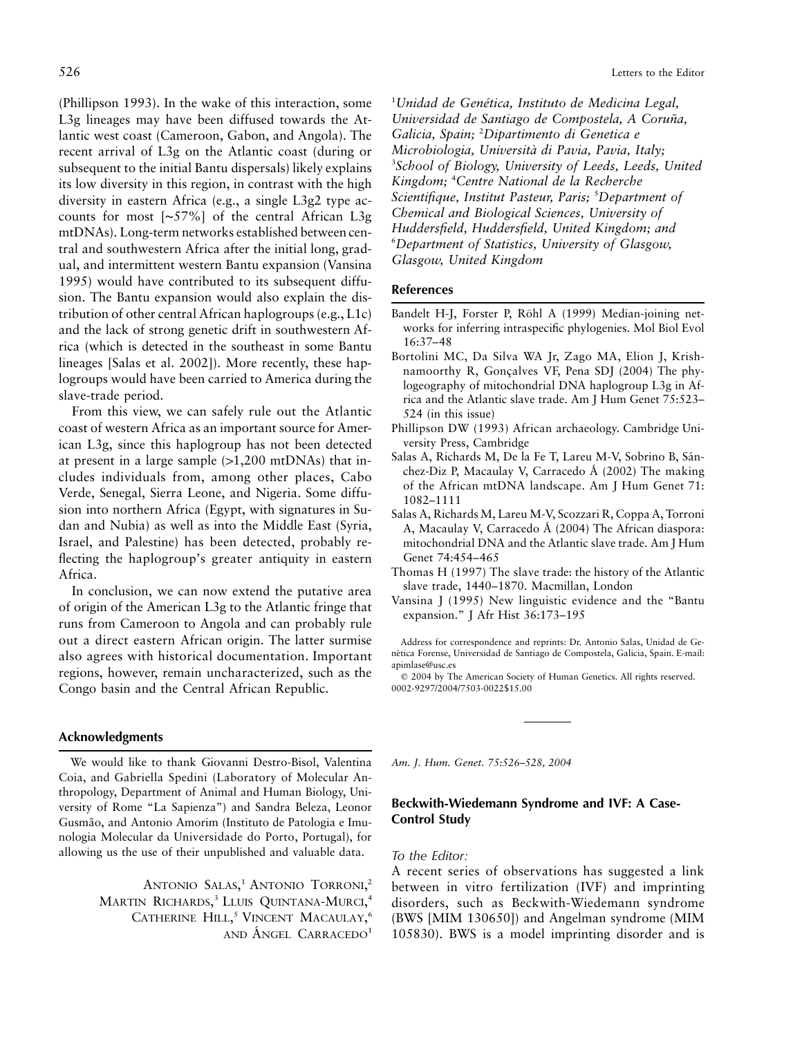(Phillipson 1993). In the wake of this interaction, some L3g lineages may have been diffused towards the Atlantic west coast (Cameroon, Gabon, and Angola). The recent arrival of L3g on the Atlantic coast (during or subsequent to the initial Bantu dispersals) likely explains its low diversity in this region, in contrast with the high diversity in eastern Africa (e.g., a single L3g2 type accounts for most [∼57%] of the central African L3g mtDNAs). Long-term networks established between central and southwestern Africa after the initial long, gradual, and intermittent western Bantu expansion (Vansina 1995) would have contributed to its subsequent diffusion. The Bantu expansion would also explain the distribution of other central African haplogroups (e.g., L1c) and the lack of strong genetic drift in southwestern Africa (which is detected in the southeast in some Bantu lineages [Salas et al. 2002]). More recently, these haplogroups would have been carried to America during the slave-trade period.

From this view, we can safely rule out the Atlantic coast of western Africa as an important source for American L3g, since this haplogroup has not been detected at present in a large sample (>1,200 mtDNAs) that includes individuals from, among other places, Cabo Verde, Senegal, Sierra Leone, and Nigeria. Some diffusion into northern Africa (Egypt, with signatures in Sudan and Nubia) as well as into the Middle East (Syria, Israel, and Palestine) has been detected, probably reflecting the haplogroup's greater antiquity in eastern Africa.

In conclusion, we can now extend the putative area of origin of the American L3g to the Atlantic fringe that runs from Cameroon to Angola and can probably rule out a direct eastern African origin. The latter surmise also agrees with historical documentation. Important regions, however, remain uncharacterized, such as the Congo basin and the Central African Republic.

## Acknowledgments

We would like to thank Giovanni Destro-Bisol, Valentina Coia, and Gabriella Spedini (Laboratory of Molecular Anthropology, Department of Animal and Human Biology, University of Rome "La Sapienza") and Sandra Beleza, Leonor Gusmão, and Antonio Amorim (Instituto de Patologia e Imunologia Molecular da Universidade do Porto, Portugal), for allowing us the use of their unpublished and valuable data.

Antonio Salas,[1] Antonio Torroni,[2] Martin Richards,[3] Lluis Quintana-Murci,[4] Catherine Hill,[5] Vincent Macaulay,[6] and Ángel Carracedo[1]

[1]*Unidad de Genética, Instituto de Medicina Legal, Universidad de Santiago de Compostela, A Coruña, Galicia, Spain;* [2]*Dipartimento di Genetica e Microbiologia, Università di Pavia, Pavia, Italy;* [3]*School of Biology, University of Leeds, Leeds, United Kingdom;* [4]*Centre National de la Recherche Scientifique, Institut Pasteur, Paris;* [5]*Department of Chemical and Biological Sciences, University of Huddersfield, Huddersfield, United Kingdom; and* [6]*Department of Statistics, University of Glasgow, Glasgow, United Kingdom*

## References

Bandelt H-J, Forster P, Röhl A (1999) Median-joining networks for inferring intraspecific phylogenies. Mol Biol Evol 16:37–48

Bortolini MC, Da Silva WA Jr, Zago MA, Elion J, Krishnamoorthy R, Gonçalves VF, Pena SDJ (2004) The phylogeography of mitochondrial DNA haplogroup L3g in Africa and the Atlantic slave trade. Am J Hum Genet 75:523–524 (in this issue)

Phillipson DW (1993) African archaeology. Cambridge University Press, Cambridge

Salas A, Richards M, De la Fe T, Lareu M-V, Sobrino B, Sánchez-Diz P, Macaulay V, Carracedo Á (2002) The making of the African mtDNA landscape. Am J Hum Genet 71:1082–1111

Salas A, Richards M, Lareu M-V, Scozzari R, Coppa A, Torroni A, Macaulay V, Carracedo Á (2004) The African diaspora: mitochondrial DNA and the Atlantic slave trade. Am J Hum Genet 74:454–465

Thomas H (1997) The slave trade: the history of the Atlantic slave trade, 1440–1870. Macmillan, London

Vansina J (1995) New linguistic evidence and the "Bantu expansion." J Afr Hist 36:173–195

Address for correspondence and reprints: Dr. Antonio Salas, Unidad de Genética Forense, Universidad de Santiago de Compostela, Galicia, Spain. E-mail: apimlase@usc.es

© 2004 by The American Society of Human Genetics. All rights reserved. 0002-9297/2004/7503-0022$15.00

---

*Am. J. Hum. Genet. 75:526–528, 2004*

## Beckwith-Wiedemann Syndrome and IVF: A Case-Control Study

*To the Editor:*

A recent series of observations has suggested a link between in vitro fertilization (IVF) and imprinting disorders, such as Beckwith-Wiedemann syndrome (BWS [MIM 130650]) and Angelman syndrome (MIM 105830). BWS is a model imprinting disorder and is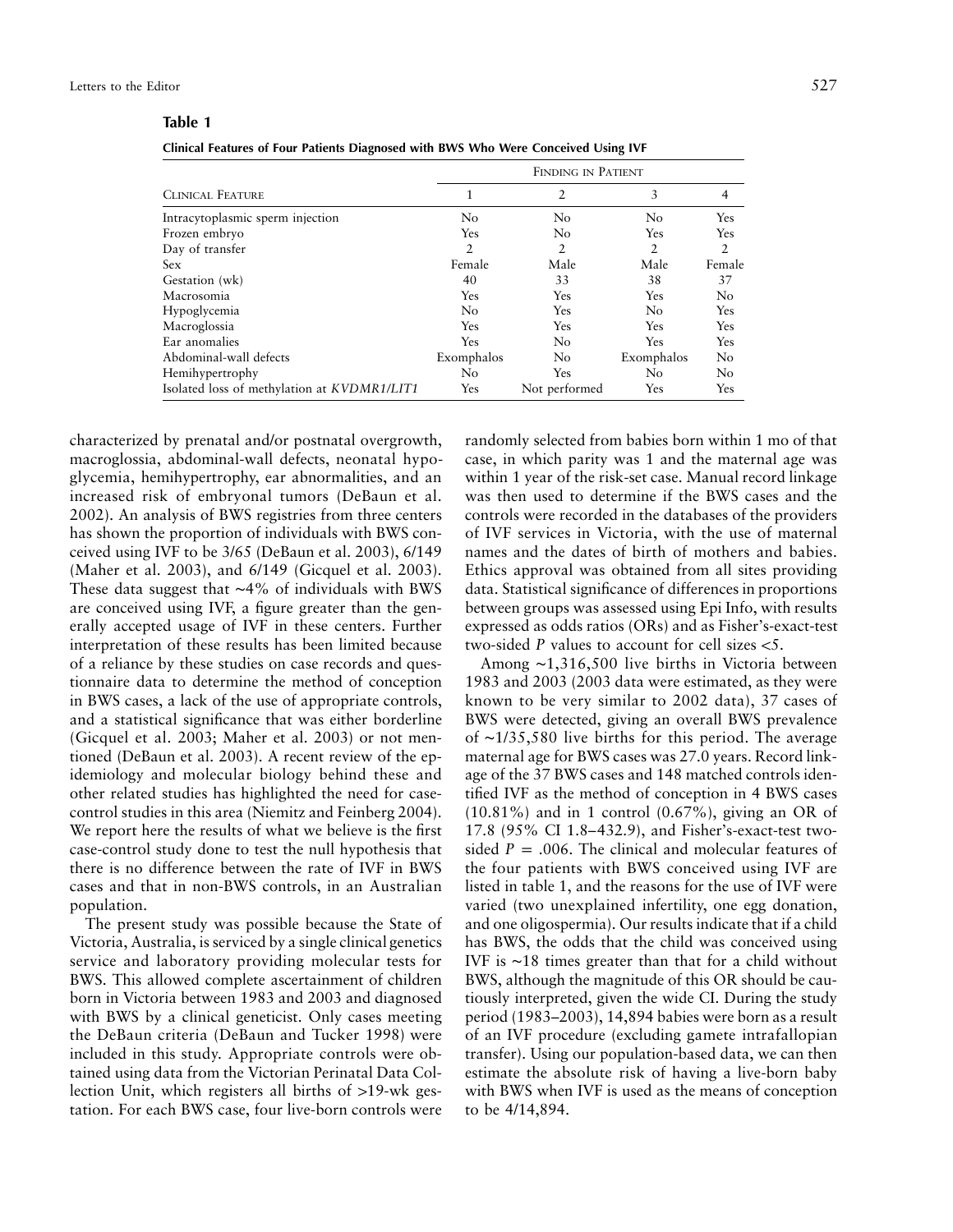**Table 1**

**Clinical Features of Four Patients Diagnosed with BWS Who Were Conceived Using IVF**

| Clinical Feature | Finding in Patient | | | |
|---|---|---|---|---|
| | 1 | 2 | 3 | 4 |
| Intracytoplasmic sperm injection | No | No | No | Yes |
| Frozen embryo | Yes | No | Yes | Yes |
| Day of transfer | 2 | 2 | 2 | 2 |
| Sex | Female | Male | Male | Female |
| Gestation (wk) | 40 | 33 | 38 | 37 |
| Macrosomia | Yes | Yes | Yes | No |
| Hypoglycemia | No | Yes | No | Yes |
| Macroglossia | Yes | Yes | Yes | Yes |
| Ear anomalies | Yes | No | Yes | Yes |
| Abdominal-wall defects | Exomphalos | No | Exomphalos | No |
| Hemihypertrophy | No | Yes | No | No |
| Isolated loss of methylation at *KVDMR1/LIT1* | Yes | Not performed | Yes | Yes |

characterized by prenatal and/or postnatal overgrowth, macroglossia, abdominal-wall defects, neonatal hypoglycemia, hemihypertrophy, ear abnormalities, and an increased risk of embryonal tumors (DeBaun et al. 2002). An analysis of BWS registries from three centers has shown the proportion of individuals with BWS conceived using IVF to be 3/65 (DeBaun et al. 2003), 6/149 (Maher et al. 2003), and 6/149 (Gicquel et al. 2003). These data suggest that ~4% of individuals with BWS are conceived using IVF, a figure greater than the generally accepted usage of IVF in these centers. Further interpretation of these results has been limited because of a reliance by these studies on case records and questionnaire data to determine the method of conception in BWS cases, a lack of the use of appropriate controls, and a statistical significance that was either borderline (Gicquel et al. 2003; Maher et al. 2003) or not mentioned (DeBaun et al. 2003). A recent review of the epidemiology and molecular biology behind these and other related studies has highlighted the need for case-control studies in this area (Niemitz and Feinberg 2004). We report here the results of what we believe is the first case-control study done to test the null hypothesis that there is no difference between the rate of IVF in BWS cases and that in non-BWS controls, in an Australian population.

The present study was possible because the State of Victoria, Australia, is serviced by a single clinical genetics service and laboratory providing molecular tests for BWS. This allowed complete ascertainment of children born in Victoria between 1983 and 2003 and diagnosed with BWS by a clinical geneticist. Only cases meeting the DeBaun criteria (DeBaun and Tucker 1998) were included in this study. Appropriate controls were obtained using data from the Victorian Perinatal Data Collection Unit, which registers all births of >19-wk gestation. For each BWS case, four live-born controls were randomly selected from babies born within 1 mo of that case, in which parity was 1 and the maternal age was within 1 year of the risk-set case. Manual record linkage was then used to determine if the BWS cases and the controls were recorded in the databases of the providers of IVF services in Victoria, with the use of maternal names and the dates of birth of mothers and babies. Ethics approval was obtained from all sites providing data. Statistical significance of differences in proportions between groups was assessed using Epi Info, with results expressed as odds ratios (ORs) and as Fisher's-exact-test two-sided *P* values to account for cell sizes <5.

Among ~1,316,500 live births in Victoria between 1983 and 2003 (2003 data were estimated, as they were known to be very similar to 2002 data), 37 cases of BWS were detected, giving an overall BWS prevalence of ~1/35,580 live births for this period. The average maternal age for BWS cases was 27.0 years. Record linkage of the 37 BWS cases and 148 matched controls identified IVF as the method of conception in 4 BWS cases (10.81%) and in 1 control (0.67%), giving an OR of 17.8 (95% CI 1.8–432.9), and Fisher's-exact-test two-sided $P = .006$. The clinical and molecular features of the four patients with BWS conceived using IVF are listed in table 1, and the reasons for the use of IVF were varied (two unexplained infertility, one egg donation, and one oligospermia). Our results indicate that if a child has BWS, the odds that the child was conceived using IVF is ~18 times greater than that for a child without BWS, although the magnitude of this OR should be cautiously interpreted, given the wide CI. During the study period (1983–2003), 14,894 babies were born as a result of an IVF procedure (excluding gamete intrafallopian transfer). Using our population-based data, we can then estimate the absolute risk of having a live-born baby with BWS when IVF is used as the means of conception to be 4/14,894.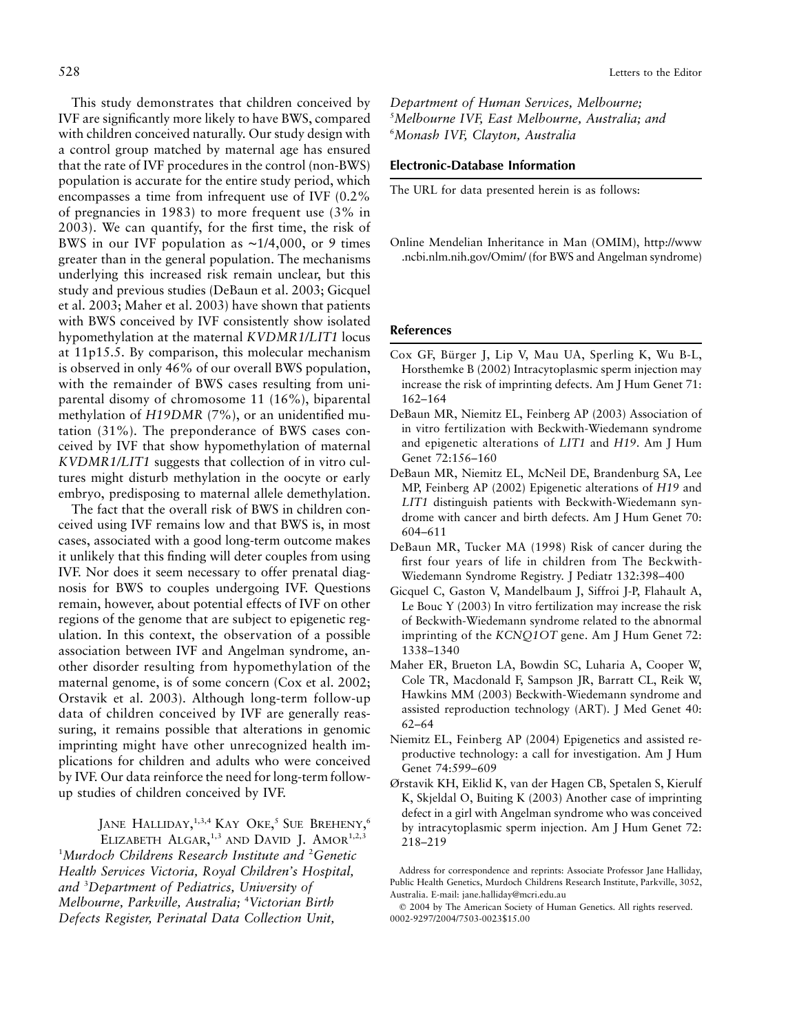This study demonstrates that children conceived by IVF are significantly more likely to have BWS, compared with children conceived naturally. Our study design with a control group matched by maternal age has ensured that the rate of IVF procedures in the control (non-BWS) population is accurate for the entire study period, which encompasses a time from infrequent use of IVF (0.2% of pregnancies in 1983) to more frequent use (3% in 2003). We can quantify, for the first time, the risk of BWS in our IVF population as ∼1/4,000, or 9 times greater than in the general population. The mechanisms underlying this increased risk remain unclear, but this study and previous studies (DeBaun et al. 2003; Gicquel et al. 2003; Maher et al. 2003) have shown that patients with BWS conceived by IVF consistently show isolated hypomethylation at the maternal *KVDMR1/LIT1* locus at 11p15.5. By comparison, this molecular mechanism is observed in only 46% of our overall BWS population, with the remainder of BWS cases resulting from uniparental disomy of chromosome 11 (16%), biparental methylation of *H19DMR* (7%), or an unidentified mutation (31%). The preponderance of BWS cases conceived by IVF that show hypomethylation of maternal *KVDMR1/LIT1* suggests that collection of in vitro cultures might disturb methylation in the oocyte or early embryo, predisposing to maternal allele demethylation.

The fact that the overall risk of BWS in children conceived using IVF remains low and that BWS is, in most cases, associated with a good long-term outcome makes it unlikely that this finding will deter couples from using IVF. Nor does it seem necessary to offer prenatal diagnosis for BWS to couples undergoing IVF. Questions remain, however, about potential effects of IVF on other regions of the genome that are subject to epigenetic regulation. In this context, the observation of a possible association between IVF and Angelman syndrome, another disorder resulting from hypomethylation of the maternal genome, is of some concern (Cox et al. 2002; Orstavik et al. 2003). Although long-term follow-up data of children conceived by IVF are generally reassuring, it remains possible that alterations in genomic imprinting might have other unrecognized health implications for children and adults who were conceived by IVF. Our data reinforce the need for long-term follow-up studies of children conceived by IVF.

JANE HALLIDAY,[1,3,4] KAY OKE,[5] SUE BREHENY,[6] ELIZABETH ALGAR,[1,3] AND DAVID J. AMOR[1,2,3]

[1]*Murdoch Childrens Research Institute and* [2]*Genetic Health Services Victoria, Royal Children's Hospital, and* [3]*Department of Pediatrics, University of Melbourne, Parkville, Australia;* [4]*Victorian Birth Defects Register, Perinatal Data Collection Unit, Department of Human Services, Melbourne;* [5]*Melbourne IVF, East Melbourne, Australia; and* [6]*Monash IVF, Clayton, Australia*

## Electronic-Database Information

The URL for data presented herein is as follows:

Online Mendelian Inheritance in Man (OMIM), http://www.ncbi.nlm.nih.gov/Omim/ (for BWS and Angelman syndrome)

## References

Cox GF, Bürger J, Lip V, Mau UA, Sperling K, Wu B-L, Horsthemke B (2002) Intracytoplasmic sperm injection may increase the risk of imprinting defects. Am J Hum Genet 71: 162–164

DeBaun MR, Niemitz EL, Feinberg AP (2003) Association of in vitro fertilization with Beckwith-Wiedemann syndrome and epigenetic alterations of *LIT1* and *H19*. Am J Hum Genet 72:156–160

DeBaun MR, Niemitz EL, McNeil DE, Brandenburg SA, Lee MP, Feinberg AP (2002) Epigenetic alterations of *H19* and *LIT1* distinguish patients with Beckwith-Wiedemann syndrome with cancer and birth defects. Am J Hum Genet 70: 604–611

DeBaun MR, Tucker MA (1998) Risk of cancer during the first four years of life in children from The Beckwith-Wiedemann Syndrome Registry. J Pediatr 132:398–400

Gicquel C, Gaston V, Mandelbaum J, Siffroi J-P, Flahault A, Le Bouc Y (2003) In vitro fertilization may increase the risk of Beckwith-Wiedemann syndrome related to the abnormal imprinting of the *KCNQ1OT* gene. Am J Hum Genet 72: 1338–1340

Maher ER, Brueton LA, Bowdin SC, Luharia A, Cooper W, Cole TR, Macdonald F, Sampson JR, Barratt CL, Reik W, Hawkins MM (2003) Beckwith-Wiedemann syndrome and assisted reproduction technology (ART). J Med Genet 40: 62–64

Niemitz EL, Feinberg AP (2004) Epigenetics and assisted reproductive technology: a call for investigation. Am J Hum Genet 74:599–609

Ørstavik KH, Eiklid K, van der Hagen CB, Spetalen S, Kierulf K, Skjeldal O, Buiting K (2003) Another case of imprinting defect in a girl with Angelman syndrome who was conceived by intracytoplasmic sperm injection. Am J Hum Genet 72: 218–219

Address for correspondence and reprints: Associate Professor Jane Halliday, Public Health Genetics, Murdoch Childrens Research Institute, Parkville, 3052, Australia. E-mail: jane.halliday@mcri.edu.au

© 2004 by The American Society of Human Genetics. All rights reserved. 0002-9297/2004/7503-0023$15.00